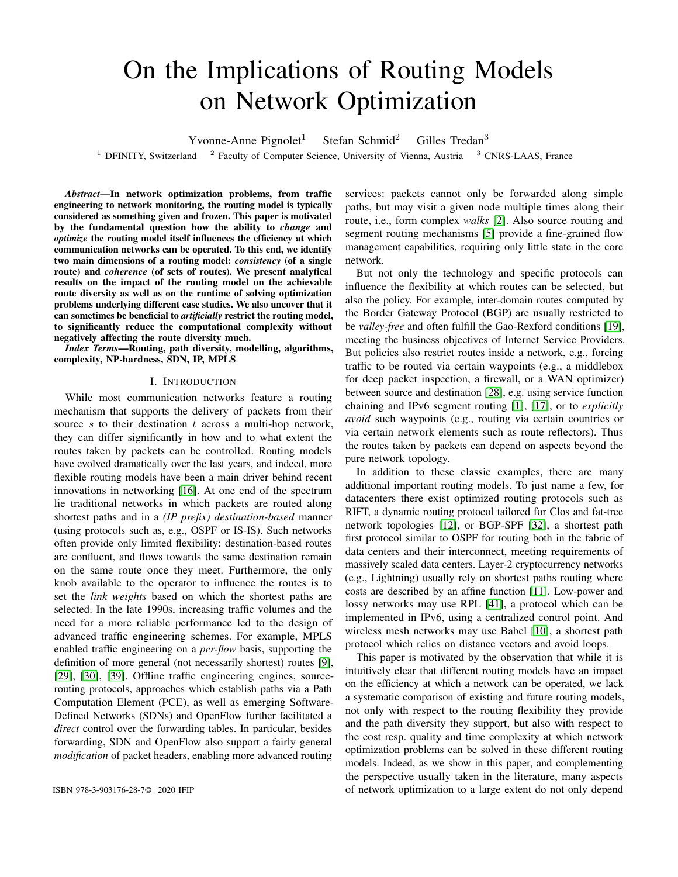# On the Implications of Routing Models on Network Optimization

Yvonne-Anne Pignolet[1] Stefan Schmid[2] Gilles Tredan[3]

[1] DFINITY, Switzerland [2] Faculty of Computer Science, University of Vienna, Austria [3] CNRS-LAAS, France

***Abstract*—In network optimization problems, from traffic engineering to network monitoring, the routing model is typically considered as something given and frozen. This paper is motivated by the fundamental question how the ability to *change* and *optimize* the routing model itself influences the efficiency at which communication networks can be operated. To this end, we identify two main dimensions of a routing model: *consistency* (of a single route) and *coherence* (of sets of routes). We present analytical results on the impact of the routing model on the achievable route diversity as well as on the runtime of solving optimization problems underlying different case studies. We also uncover that it can sometimes be beneficial to *artificially* restrict the routing model, to significantly reduce the computational complexity without negatively affecting the route diversity much.**

***Index Terms*—Routing, path diversity, modelling, algorithms, complexity, NP-hardness, SDN, IP, MPLS**

## I. Introduction

While most communication networks feature a routing mechanism that supports the delivery of packets from their source $s$ to their destination $t$ across a multi-hop network, they can differ significantly in how and to what extent the routes taken by packets can be controlled. Routing models have evolved dramatically over the last years, and indeed, more flexible routing models have been a main driver behind recent innovations in networking [16]. At one end of the spectrum lie traditional networks in which packets are routed along shortest paths and in a *(IP prefix) destination-based* manner (using protocols such as, e.g., OSPF or IS-IS). Such networks often provide only limited flexibility: destination-based routes are confluent, and flows towards the same destination remain on the same route once they meet. Furthermore, the only knob available to the operator to influence the routes is to set the *link weights* based on which the shortest paths are selected. In the late 1990s, increasing traffic volumes and the need for a more reliable performance led to the design of advanced traffic engineering schemes. For example, MPLS enabled traffic engineering on a *per-flow* basis, supporting the definition of more general (not necessarily shortest) routes [9], [29], [30], [39]. Offline traffic engineering engines, source-routing protocols, approaches which establish paths via a Path Computation Element (PCE), as well as emerging Software-Defined Networks (SDNs) and OpenFlow further facilitated a *direct* control over the forwarding tables. In particular, besides forwarding, SDN and OpenFlow also support a fairly general *modification* of packet headers, enabling more advanced routing services: packets cannot only be forwarded along simple paths, but may visit a given node multiple times along their route, i.e., form complex *walks* [2]. Also source routing and segment routing mechanisms [5] provide a fine-grained flow management capabilities, requiring only little state in the core network.

But not only the technology and specific protocols can influence the flexibility at which routes can be selected, but also the policy. For example, inter-domain routes computed by the Border Gateway Protocol (BGP) are usually restricted to be *valley-free* and often fulfill the Gao-Rexford conditions [19], meeting the business objectives of Internet Service Providers. But policies also restrict routes inside a network, e.g., forcing traffic to be routed via certain waypoints (e.g., a middlebox for deep packet inspection, a firewall, or a WAN optimizer) between source and destination [28], e.g. using service function chaining and IPv6 segment routing [1], [17], or to *explicitly avoid* such waypoints (e.g., routing via certain countries or via certain network elements such as route reflectors). Thus the routes taken by packets can depend on aspects beyond the pure network topology.

In addition to these classic examples, there are many additional important routing models. To just name a few, for datacenters there exist optimized routing protocols such as RIFT, a dynamic routing protocol tailored for Clos and fat-tree network topologies [12], or BGP-SPF [32], a shortest path first protocol similar to OSPF for routing both in the fabric of data centers and their interconnect, meeting requirements of massively scaled data centers. Layer-2 cryptocurrency networks (e.g., Lightning) usually rely on shortest paths routing where costs are described by an affine function [11]. Low-power and lossy networks may use RPL [41], a protocol which can be implemented in IPv6, using a centralized control point. And wireless mesh networks may use Babel [10], a shortest path protocol which relies on distance vectors and avoid loops.

This paper is motivated by the observation that while it is intuitively clear that different routing models have an impact on the efficiency at which a network can be operated, we lack a systematic comparison of existing and future routing models, not only with respect to the routing flexibility they provide and the path diversity they support, but also with respect to the cost resp. quality and time complexity at which network optimization problems can be solved in these different routing models. Indeed, as we show in this paper, and complementing the perspective usually taken in the literature, many aspects of network optimization to a large extent do not only depend

ISBN 978-3-903176-28-7© 2020 IFIP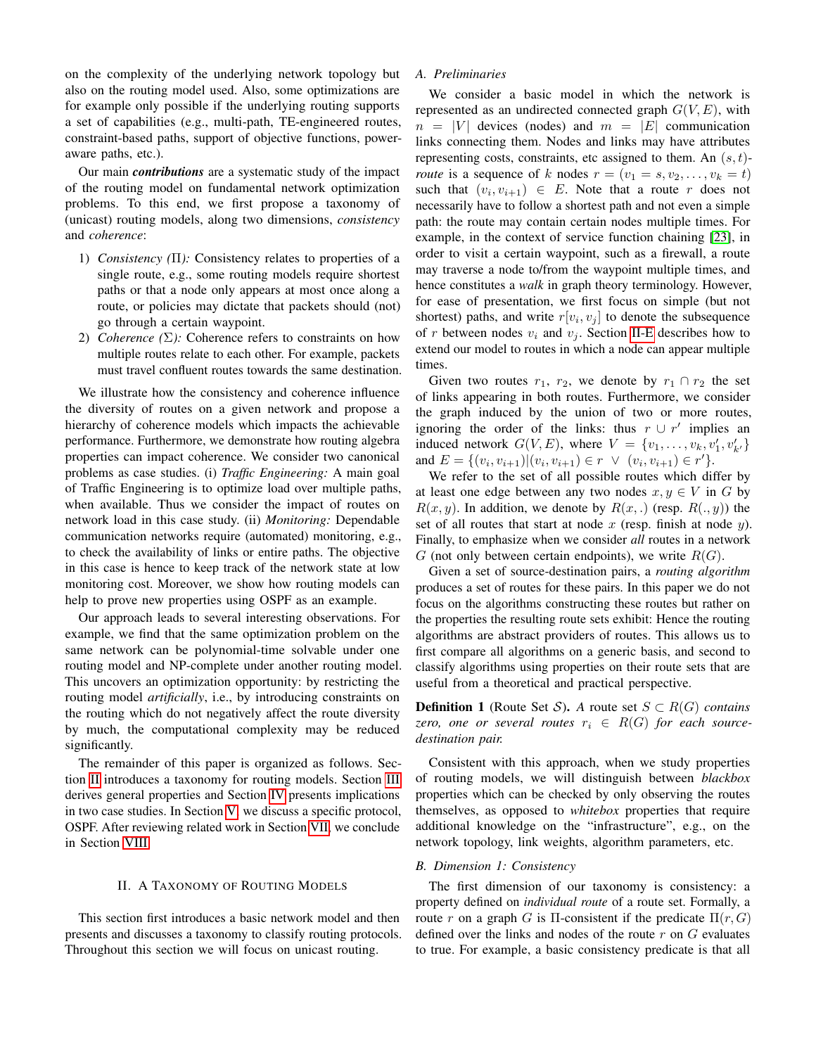on the complexity of the underlying network topology but also on the routing model used. Also, some optimizations are for example only possible if the underlying routing supports a set of capabilities (e.g., multi-path, TE-engineered routes, constraint-based paths, support of objective functions, power-aware paths, etc.).

Our main ***contributions*** are a systematic study of the impact of the routing model on fundamental network optimization problems. To this end, we first propose a taxonomy of (unicast) routing models, along two dimensions, *consistency* and *coherence*:

1) *Consistency ($\Pi$):* Consistency relates to properties of a single route, e.g., some routing models require shortest paths or that a node only appears at most once along a route, or policies may dictate that packets should (not) go through a certain waypoint.
2) *Coherence ($\Sigma$):* Coherence refers to constraints on how multiple routes relate to each other. For example, packets must travel confluent routes towards the same destination.

We illustrate how the consistency and coherence influence the diversity of routes on a given network and propose a hierarchy of coherence models which impacts the achievable performance. Furthermore, we demonstrate how routing algebra properties can impact coherence. We consider two canonical problems as case studies. (i) *Traffic Engineering:* A main goal of Traffic Engineering is to optimize load over multiple paths, when available. Thus we consider the impact of routes on network load in this case study. (ii) *Monitoring:* Dependable communication networks require (automated) monitoring, e.g., to check the availability of links or entire paths. The objective in this case is hence to keep track of the network state at low monitoring cost. Moreover, we show how routing models can help to prove new properties using OSPF as an example.

Our approach leads to several interesting observations. For example, we find that the same optimization problem on the same network can be polynomial-time solvable under one routing model and NP-complete under another routing model. This uncovers an optimization opportunity: by restricting the routing model *artificially*, i.e., by introducing constraints on the routing which do not negatively affect the route diversity by much, the computational complexity may be reduced significantly.

The remainder of this paper is organized as follows. Section II introduces a taxonomy for routing models. Section III derives general properties and Section IV presents implications in two case studies. In Section V, we discuss a specific protocol, OSPF. After reviewing related work in Section VII, we conclude in Section VIII.

## II. A Taxonomy of Routing Models

This section first introduces a basic network model and then presents and discusses a taxonomy to classify routing protocols. Throughout this section we will focus on unicast routing.

### A. Preliminaries

We consider a basic model in which the network is represented as an undirected connected graph $G(V,E)$, with $n = |V|$ devices (nodes) and $m = |E|$ communication links connecting them. Nodes and links may have attributes representing costs, constraints, etc assigned to them. An $(s,t)$-*route* is a sequence of $k$ nodes $r = (v_1 = s, v_2, \ldots, v_k = t)$ such that $(v_i, v_{i+1}) \in E$. Note that a route $r$ does not necessarily have to follow a shortest path and not even a simple path: the route may contain certain nodes multiple times. For example, in the context of service function chaining [23], in order to visit a certain waypoint, such as a firewall, a route may traverse a node to/from the waypoint multiple times, and hence constitutes a *walk* in graph theory terminology. However, for ease of presentation, we first focus on simple (but not shortest) paths, and write $r[v_i, v_j]$ to denote the subsequence of $r$ between nodes $v_i$ and $v_j$. Section II-E describes how to extend our model to routes in which a node can appear multiple times.

Given two routes $r_1$, $r_2$, we denote by $r_1 \cap r_2$ the set of links appearing in both routes. Furthermore, we consider the graph induced by the union of two or more routes, ignoring the order of the links: thus $r \cup r'$ implies an induced network $G(V,E)$, where $V = \{v_1, \ldots, v_k, v'_1, v'_{k'}\}$ and $E = \{(v_i, v_{i+1}) | (v_i, v_{i+1}) \in r \ \vee \ (v_i, v_{i+1}) \in r'\}$.

We refer to the set of all possible routes which differ by at least one edge between any two nodes $x, y \in V$ in $G$ by $R(x,y)$. In addition, we denote by $R(x,.)$ (resp. $R(.,y)$) the set of all routes that start at node $x$ (resp. finish at node $y$). Finally, to emphasize when we consider *all* routes in a network $G$ (not only between certain endpoints), we write $R(G)$.

Given a set of source-destination pairs, a *routing algorithm* produces a set of routes for these pairs. In this paper we do not focus on the algorithms constructing these routes but rather on the properties the resulting route sets exhibit: Hence the routing algorithms are abstract providers of routes. This allows us to first compare all algorithms on a generic basis, and second to classify algorithms using properties on their route sets that are useful from a theoretical and practical perspective.

**Definition 1** (Route Set $\mathcal{S}$). *A route set $S \subset R(G)$ contains zero, one or several routes $r_i \in R(G)$ for each source-destination pair.*

Consistent with this approach, when we study properties of routing models, we will distinguish between *blackbox* properties which can be checked by only observing the routes themselves, as opposed to *whitebox* properties that require additional knowledge on the "infrastructure", e.g., on the network topology, link weights, algorithm parameters, etc.

### B. Dimension 1: Consistency

The first dimension of our taxonomy is consistency: a property defined on *individual route* of a route set. Formally, a route $r$ on a graph $G$ is $\Pi$-consistent if the predicate $\Pi(r,G)$ defined over the links and nodes of the route $r$ on $G$ evaluates to true. For example, a basic consistency predicate is that all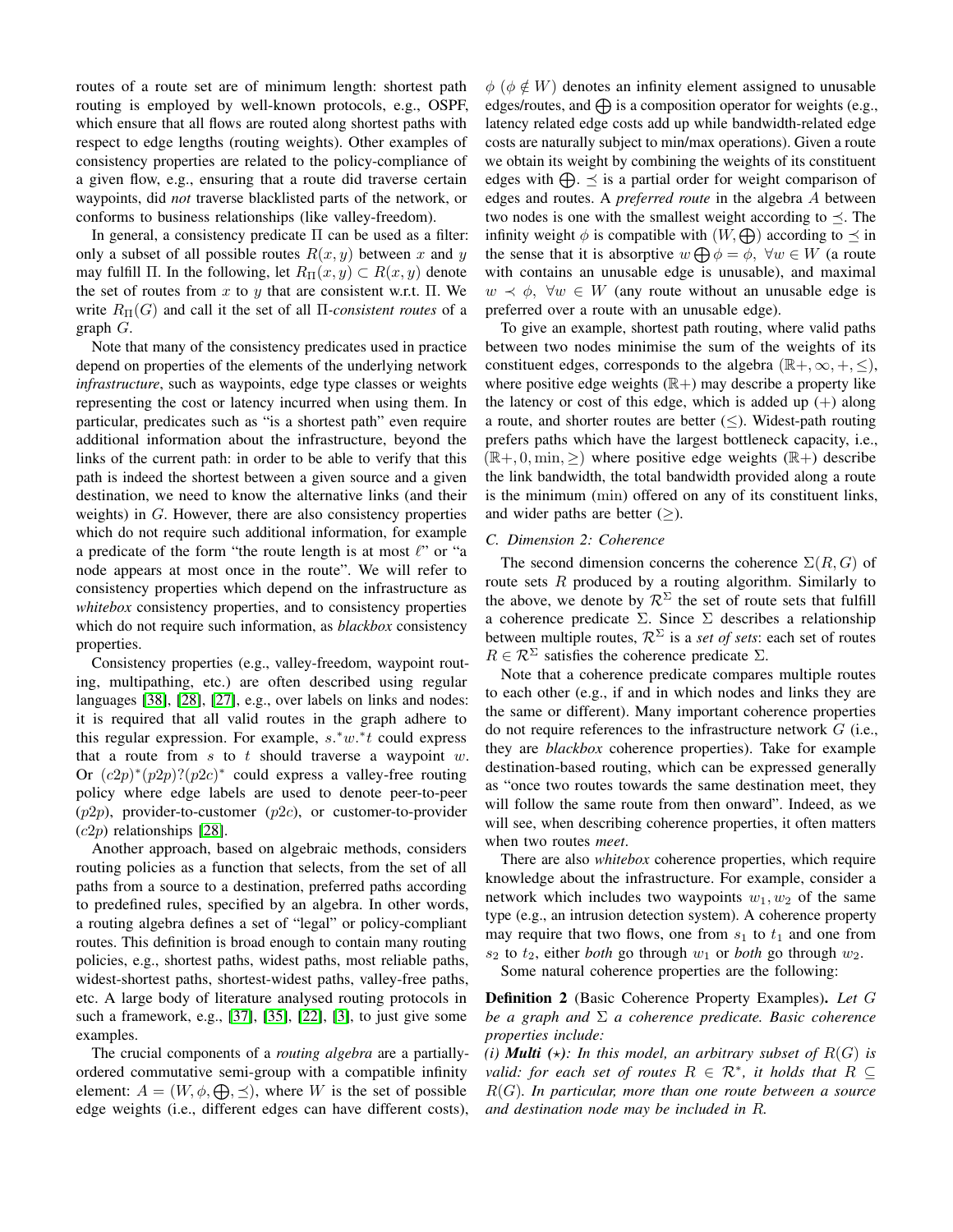routes of a route set are of minimum length: shortest path routing is employed by well-known protocols, e.g., OSPF, which ensure that all flows are routed along shortest paths with respect to edge lengths (routing weights). Other examples of consistency properties are related to the policy-compliance of a given flow, e.g., ensuring that a route did traverse certain waypoints, did *not* traverse blacklisted parts of the network, or conforms to business relationships (like valley-freedom).

In general, a consistency predicate $\Pi$ can be used as a filter: only a subset of all possible routes $R(x, y)$ between $x$ and $y$ may fulfill $\Pi$. In the following, let $R_\Pi(x, y) \subset R(x, y)$ denote the set of routes from $x$ to $y$ that are consistent w.r.t. $\Pi$. We write $R_\Pi(G)$ and call it the set of all $\Pi$-*consistent routes* of a graph $G$.

Note that many of the consistency predicates used in practice depend on properties of the elements of the underlying network *infrastructure*, such as waypoints, edge type classes or weights representing the cost or latency incurred when using them. In particular, predicates such as "is a shortest path" even require additional information about the infrastructure, beyond the links of the current path: in order to be able to verify that this path is indeed the shortest between a given source and a given destination, we need to know the alternative links (and their weights) in $G$. However, there are also consistency properties which do not require such additional information, for example a predicate of the form "the route length is at most $\ell$" or "a node appears at most once in the route". We will refer to consistency properties which depend on the infrastructure as *whitebox* consistency properties, and to consistency properties which do not require such information, as *blackbox* consistency properties.

Consistency properties (e.g., valley-freedom, waypoint routing, multipathing, etc.) are often described using regular languages [38], [28], [27], e.g., over labels on links and nodes: it is required that all valid routes in the graph adhere to this regular expression. For example, $s.^*w.^*t$ could express that a route from $s$ to $t$ should traverse a waypoint $w$. Or $(c2p)^*(p2p)?(p2c)^*$ could express a valley-free routing policy where edge labels are used to denote peer-to-peer ($p2p$), provider-to-customer ($p2c$), or customer-to-provider ($c2p$) relationships [28].

Another approach, based on algebraic methods, considers routing policies as a function that selects, from the set of all paths from a source to a destination, preferred paths according to predefined rules, specified by an algebra. In other words, a routing algebra defines a set of "legal" or policy-compliant routes. This definition is broad enough to contain many routing policies, e.g., shortest paths, widest paths, most reliable paths, widest-shortest paths, shortest-widest paths, valley-free paths, etc. A large body of literature analysed routing protocols in such a framework, e.g., [37], [35], [22], [3], to just give some examples.

The crucial components of a *routing algebra* are a partially-ordered commutative semi-group with a compatible infinity element: $A = (W, \phi, \bigoplus, \preceq)$, where $W$ is the set of possible edge weights (i.e., different edges can have different costs), $\phi$ ($\phi \notin W$) denotes an infinity element assigned to unusable edges/routes, and $\bigoplus$ is a composition operator for weights (e.g., latency related edge costs add up while bandwidth-related edge costs are naturally subject to min/max operations). Given a route we obtain its weight by combining the weights of its constituent edges with $\bigoplus$. $\preceq$ is a partial order for weight comparison of edges and routes. A *preferred route* in the algebra $A$ between two nodes is one with the smallest weight according to $\preceq$. The infinity weight $\phi$ is compatible with $(W, \bigoplus)$ according to $\preceq$ in the sense that it is absorptive $w \bigoplus \phi = \phi,\ \forall w \in W$ (a route with contains an unusable edge is unusable), and maximal $w \prec \phi,\ \forall w \in W$ (any route without an unusable edge is preferred over a route with an unusable edge).

To give an example, shortest path routing, where valid paths between two nodes minimise the sum of the weights of its constituent edges, corresponds to the algebra $(\mathbb{R}+, \infty, +, \leq)$, where positive edge weights ($\mathbb{R}+$) may describe a property like the latency or cost of this edge, which is added up ($+$) along a route, and shorter routes are better ($\leq$). Widest-path routing prefers paths which have the largest bottleneck capacity, i.e., $(\mathbb{R}+, 0, \min, \geq)$ where positive edge weights ($\mathbb{R}+$) describe the link bandwidth, the total bandwidth provided along a route is the minimum ($\min$) offered on any of its constituent links, and wider paths are better ($\geq$).

### C. Dimension 2: Coherence

The second dimension concerns the coherence $\Sigma(R, G)$ of route sets $R$ produced by a routing algorithm. Similarly to the above, we denote by $\mathcal{R}^\Sigma$ the set of route sets that fulfill a coherence predicate $\Sigma$. Since $\Sigma$ describes a relationship between multiple routes, $\mathcal{R}^\Sigma$ is a *set of sets*: each set of routes $R \in \mathcal{R}^\Sigma$ satisfies the coherence predicate $\Sigma$.

Note that a coherence predicate compares multiple routes to each other (e.g., if and in which nodes and links they are the same or different). Many important coherence properties do not require references to the infrastructure network $G$ (i.e., they are *blackbox* coherence properties). Take for example destination-based routing, which can be expressed generally as "once two routes towards the same destination meet, they will follow the same route from then onward". Indeed, as we will see, when describing coherence properties, it often matters when two routes *meet*.

There are also *whitebox* coherence properties, which require knowledge about the infrastructure. For example, consider a network which includes two waypoints $w_1, w_2$ of the same type (e.g., an intrusion detection system). A coherence property may require that two flows, one from $s_1$ to $t_1$ and one from $s_2$ to $t_2$, either *both* go through $w_1$ or *both* go through $w_2$.

Some natural coherence properties are the following:

**Definition 2** (Basic Coherence Property Examples). *Let $G$ be a graph and $\Sigma$ a coherence predicate. Basic coherence properties include:*

*(i)* ***Multi*** *($\star$): In this model, an arbitrary subset of $R(G)$ is valid: for each set of routes $R \in \mathcal{R}^*$, it holds that $R \subseteq R(G)$. In particular, more than one route between a source and destination node may be included in $R$.*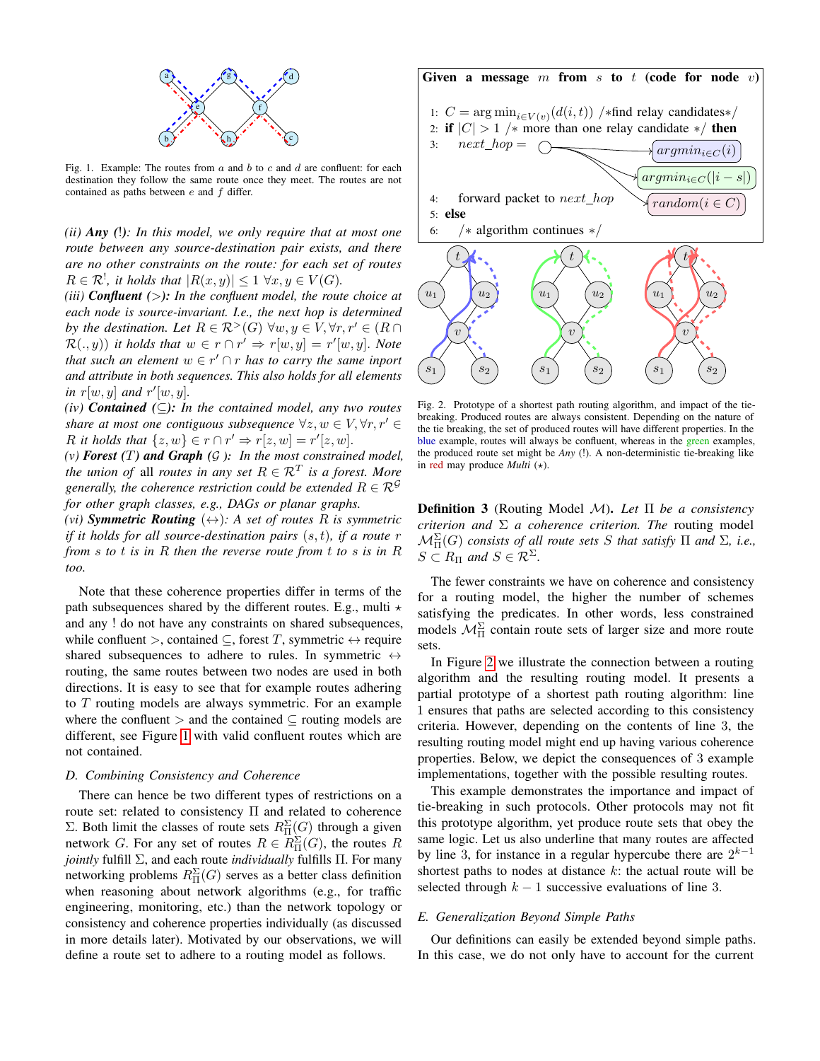Fig. 1. Example: The routes from $a$ and $b$ to $c$ and $d$ are confluent: for each destination they follow the same route once they meet. The routes are not contained as paths between $e$ and $f$ differ.

*(ii)* ***Any*** **(!)***: In this model, we only require that at most one route between any source-destination pair exists, and there are no other constraints on the route: for each set of routes $R \in \mathcal{R}^!$, it holds that $|R(x,y)| \leq 1 \; \forall x, y \in V(G)$.*

*(iii)* ***Confluent*** **($>$)***: In the confluent model, the route choice at each node is source-invariant. I.e., the next hop is determined by the destination. Let $R \in \mathcal{R}^>(G) \; \forall w, y \in V, \forall r, r' \in (R \cap \mathcal{R}(., y))$ it holds that $w \in r \cap r' \Rightarrow r[w,y] = r'[w,y]$. Note that such an element $w \in r' \cap r$ has to carry the same inport and attribute in both sequences. This also holds for all elements in $r[w,y]$ and $r'[w,y]$.*

*(iv)* ***Contained*** **($\subseteq$)***: In the contained model, any two routes share at most one contiguous subsequence $\forall z, w \in V, \forall r, r' \in R$ it holds that $\{z, w\} \in r \cap r' \Rightarrow r[z,w] = r'[z,w]$.*

*(v)* ***Forest*** **($T$)** ***and Graph*** **($\mathcal{G}$)***: In the most constrained model, the union of* all *routes in any set $R \in \mathcal{R}^T$ is a forest. More generally, the coherence restriction could be extended $R \in \mathcal{R}^{\mathcal{G}}$ for other graph classes, e.g., DAGs or planar graphs.*

*(vi)* ***Symmetric Routing*** **($\leftrightarrow$)***: A set of routes $R$ is symmetric if it holds for all source-destination pairs $(s,t)$, if a route $r$ from $s$ to $t$ is in $R$ then the reverse route from $t$ to $s$ is in $R$ too.*

Note that these coherence properties differ in terms of the path subsequences shared by the different routes. E.g., multi $\star$ and any ! do not have any constraints on shared subsequences, while confluent $>$, contained $\subseteq$, forest $T$, symmetric $\leftrightarrow$ require shared subsequences to adhere to rules. In symmetric $\leftrightarrow$ routing, the same routes between two nodes are used in both directions. It is easy to see that for example routes adhering to $T$ routing models are always symmetric. For an example where the confluent $>$ and the contained $\subseteq$ routing models are different, see Figure 1 with valid confluent routes which are not contained.

### D. Combining Consistency and Coherence

There can hence be two different types of restrictions on a route set: related to consistency $\Pi$ and related to coherence $\Sigma$. Both limit the classes of route sets $R_\Pi^\Sigma(G)$ through a given network $G$. For any set of routes $R \in R_\Pi^\Sigma(G)$, the routes $R$ *jointly* fulfill $\Sigma$, and each route *individually* fulfills $\Pi$. For many networking problems $R_\Pi^\Sigma(G)$ serves as a better class definition when reasoning about network algorithms (e.g., for traffic engineering, monitoring, etc.) than the network topology or consistency and coherence properties individually (as discussed in more details later). Motivated by our observations, we will define a route set to adhere to a routing model as follows.

**Given a message $m$ from $s$ to $t$ (code for node $v$)**

```
1: C = argmin_{i∈V(v)}(d(i,t)) /*find relay candidates*/
2: if |C| > 1 /* more than one relay candidate */ then
3:     next_hop = { argmin_{i∈C}(i) | argmin_{i∈C}(|i − s|) | random(i ∈ C) }
4:     forward packet to next_hop
5: else
6:     /* algorithm continues */
```

Fig. 2. Prototype of a shortest path routing algorithm, and impact of the tie-breaking. Produced routes are always consistent. Depending on the nature of the tie breaking, the set of produced routes will have different properties. In the blue example, routes will always be confluent, whereas in the green examples, the produced route set might be *Any* (!). A non-deterministic tie-breaking like in red may produce *Multi* ($\star$).

**Definition 3** (Routing Model $\mathcal{M}$). *Let $\Pi$ be a consistency criterion and $\Sigma$ a coherence criterion. The* routing model *$\mathcal{M}_\Pi^\Sigma(G)$ consists of all route sets $S$ that satisfy $\Pi$ and $\Sigma$, i.e., $S \subset R_\Pi$ and $S \in \mathcal{R}^\Sigma$.*

The fewer constraints we have on coherence and consistency for a routing model, the higher the number of schemes satisfying the predicates. In other words, less constrained models $\mathcal{M}_\Pi^\Sigma$ contain route sets of larger size and more route sets.

In Figure 2 we illustrate the connection between a routing algorithm and the resulting routing model. It presents a partial prototype of a shortest path routing algorithm: line 1 ensures that paths are selected according to this consistency criteria. However, depending on the contents of line 3, the resulting routing model might end up having various coherence properties. Below, we depict the consequences of 3 example implementations, together with the possible resulting routes.

This example demonstrates the importance and impact of tie-breaking in such protocols. Other protocols may not fit this prototype algorithm, yet produce route sets that obey the same logic. Let us also underline that many routes are affected by line 3, for instance in a regular hypercube there are $2^{k-1}$ shortest paths to nodes at distance $k$: the actual route will be selected through $k-1$ successive evaluations of line 3.

### E. Generalization Beyond Simple Paths

Our definitions can easily be extended beyond simple paths. In this case, we do not only have to account for the current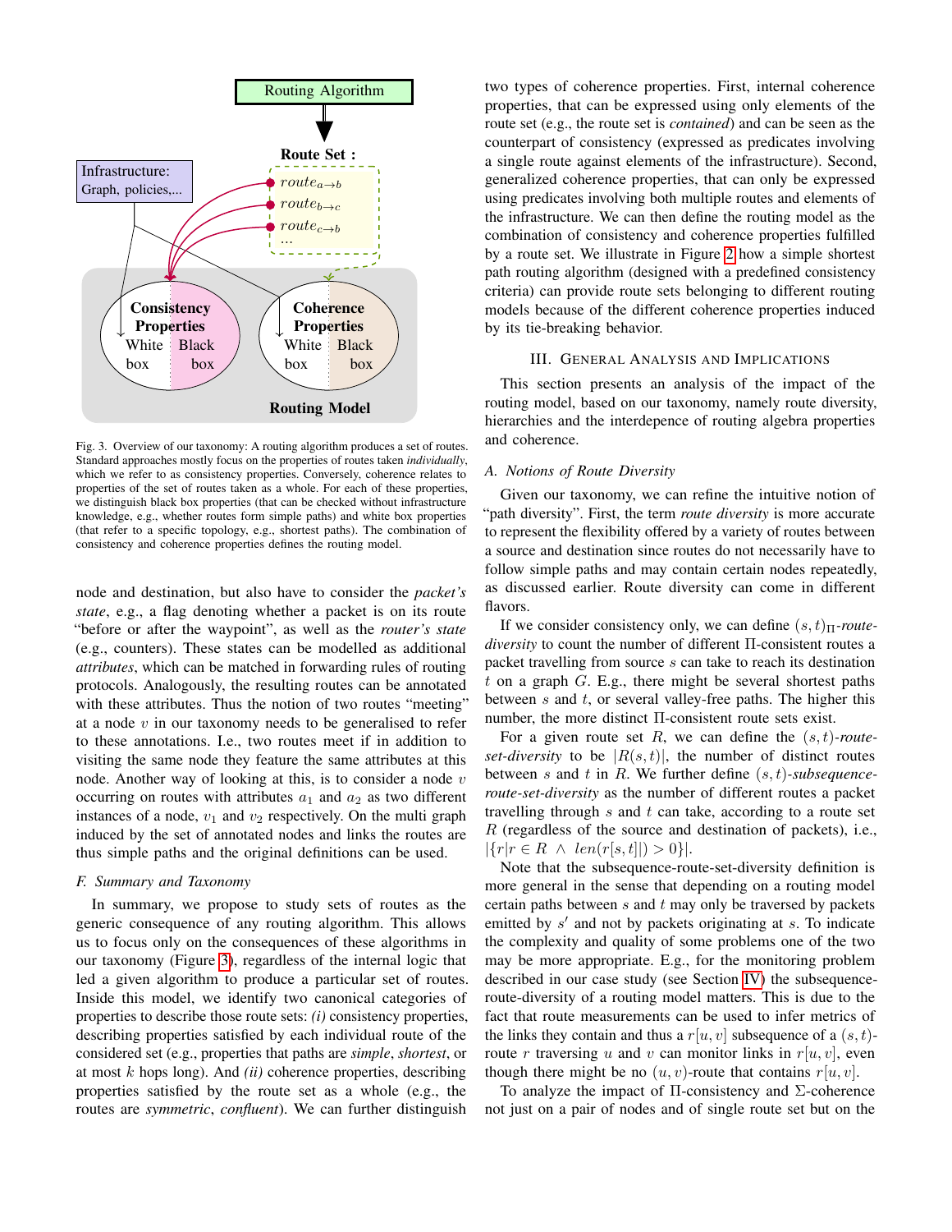Fig. 3. Overview of our taxonomy: A routing algorithm produces a set of routes. Standard approaches mostly focus on the properties of routes taken *individually*, which we refer to as consistency properties. Conversely, coherence relates to properties of the set of routes taken as a whole. For each of these properties, we distinguish black box properties (that can be checked without infrastructure knowledge, e.g., whether routes form simple paths) and white box properties (that refer to a specific topology, e.g., shortest paths). The combination of consistency and coherence properties defines the routing model.

node and destination, but also have to consider the *packet's state*, e.g., a flag denoting whether a packet is on its route "before or after the waypoint", as well as the *router's state* (e.g., counters). These states can be modelled as additional *attributes*, which can be matched in forwarding rules of routing protocols. Analogously, the resulting routes can be annotated with these attributes. Thus the notion of two routes "meeting" at a node $v$ in our taxonomy needs to be generalised to refer to these annotations. I.e., two routes meet if in addition to visiting the same node they feature the same attributes at this node. Another way of looking at this, is to consider a node $v$ occurring on routes with attributes $a_1$ and $a_2$ as two different instances of a node, $v_1$ and $v_2$ respectively. On the multi graph induced by the set of annotated nodes and links the routes are thus simple paths and the original definitions can be used.

### F. Summary and Taxonomy

In summary, we propose to study sets of routes as the generic consequence of any routing algorithm. This allows us to focus only on the consequences of these algorithms in our taxonomy (Figure 3), regardless of the internal logic that led a given algorithm to produce a particular set of routes. Inside this model, we identify two canonical categories of properties to describe those route sets: *(i)* consistency properties, describing properties satisfied by each individual route of the considered set (e.g., properties that paths are *simple*, *shortest*, or at most $k$ hops long). And *(ii)* coherence properties, describing properties satisfied by the route set as a whole (e.g., the routes are *symmetric*, *confluent*). We can further distinguish two types of coherence properties. First, internal coherence properties, that can be expressed using only elements of the route set (e.g., the route set is *contained*) and can be seen as the counterpart of consistency (expressed as predicates involving a single route against elements of the infrastructure). Second, generalized coherence properties, that can only be expressed using predicates involving both multiple routes and elements of the infrastructure. We can then define the routing model as the combination of consistency and coherence properties fulfilled by a route set. We illustrate in Figure 2 how a simple shortest path routing algorithm (designed with a predefined consistency criteria) can provide route sets belonging to different routing models because of the different coherence properties induced by its tie-breaking behavior.

## III. General Analysis and Implications

This section presents an analysis of the impact of the routing model, based on our taxonomy, namely route diversity, hierarchies and the interdepence of routing algebra properties and coherence.

### A. Notions of Route Diversity

Given our taxonomy, we can refine the intuitive notion of "path diversity". First, the term *route diversity* is more accurate to represent the flexibility offered by a variety of routes between a source and destination since routes do not necessarily have to follow simple paths and may contain certain nodes repeatedly, as discussed earlier. Route diversity can come in different flavors.

If we consider consistency only, we can define $(s,t)_\Pi$*-route-diversity* to count the number of different $\Pi$-consistent routes a packet travelling from source $s$ can take to reach its destination $t$ on a graph $G$. E.g., there might be several shortest paths between $s$ and $t$, or several valley-free paths. The higher this number, the more distinct $\Pi$-consistent route sets exist.

For a given route set $R$, we can define the $(s,t)$*-route-set-diversity* to be $|R(s,t)|$, the number of distinct routes between $s$ and $t$ in $R$. We further define $(s,t)$*-subsequence-route-set-diversity* as the number of different routes a packet travelling through $s$ and $t$ can take, according to a route set $R$ (regardless of the source and destination of packets), i.e., $|\{r | r \in R \ \wedge \ len(r[s,t]|) > 0\}|$.

Note that the subsequence-route-set-diversity definition is more general in the sense that depending on a routing model certain paths between $s$ and $t$ may only be traversed by packets emitted by $s'$ and not by packets originating at $s$. To indicate the complexity and quality of some problems one of the two may be more appropriate. E.g., for the monitoring problem described in our case study (see Section IV) the subsequence-route-diversity of a routing model matters. This is due to the fact that route measurements can be used to infer metrics of the links they contain and thus a $r[u,v]$ subsequence of a $(s,t)$-route $r$ traversing $u$ and $v$ can monitor links in $r[u,v]$, even though there might be no $(u,v)$-route that contains $r[u,v]$.

To analyze the impact of $\Pi$-consistency and $\Sigma$-coherence not just on a pair of nodes and of single route set but on the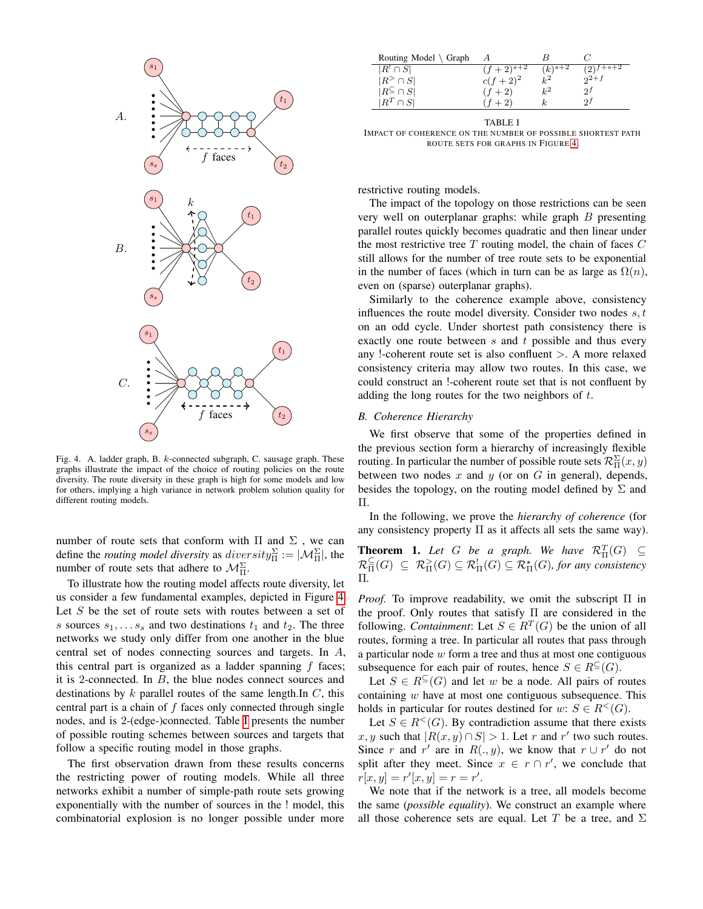Fig. 4. A. ladder graph, B. $k$-connected subgraph, C. sausage graph. These graphs illustrate the impact of the choice of routing policies on the route diversity. The route diversity in these graph is high for some models and low for others, implying a high variance in network problem solution quality for different routing models.

number of route sets that conform with $\Pi$ and $\Sigma$ , we can define the *routing model diversity* as $diversity_{\Pi}^{\Sigma} := |\mathcal{M}_{\Pi}^{\Sigma}|$, the number of route sets that adhere to $\mathcal{M}_{\Pi}^{\Sigma}$.

To illustrate how the routing model affects route diversity, let us consider a few fundamental examples, depicted in Figure 4. Let $S$ be the set of route sets with routes between a set of $s$ sources $s_1, \ldots s_s$ and two destinations $t_1$ and $t_2$. The three networks we study only differ from one another in the blue central set of nodes connecting sources and targets. In $A$, this central part is organized as a ladder spanning $f$ faces; it is 2-connected. In $B$, the blue nodes connect sources and destinations by $k$ parallel routes of the same length.In $C$, this central part is a chain of $f$ faces only connected through single nodes, and is 2-(edge-)connected. Table I presents the number of possible routing schemes between sources and targets that follow a specific routing model in those graphs.

The first observation drawn from these results concerns the restricting power of routing models. While all three networks exhibit a number of simple-path route sets growing exponentially with the number of sources in the ! model, this combinatorial explosion is no longer possible under more restrictive routing models.

| Routing Model \ Graph | $A$ | $B$ | $C$ |
|---|---|---|---|
| $\lvert R^! \cap S\rvert$ | $(f+2)^{s+2}$ | $(k)^{s+2}$ | $(2)^{f+s+2}$ |
| $\lvert R^> \cap S\rvert$ | $c(f+2)^2$ | $k^2$ | $2^{2+f}$ |
| $\lvert R^{\subseteq} \cap S\rvert$ | $(f+2)$ | $k^2$ | $2^f$ |
| $\lvert R^T \cap S\rvert$ | $(f+2)$ | $k$ | $2^f$ |

TABLE I
IMPACT OF COHERENCE ON THE NUMBER OF POSSIBLE SHORTEST PATH ROUTE SETS FOR GRAPHS IN FIGURE 4.

The impact of the topology on those restrictions can be seen very well on outerplanar graphs: while graph $B$ presenting parallel routes quickly becomes quadratic and then linear under the most restrictive tree $T$ routing model, the chain of faces $C$ still allows for the number of tree route sets to be exponential in the number of faces (which in turn can be as large as $\Omega(n)$, even on (sparse) outerplanar graphs).

Similarly to the coherence example above, consistency influences the route model diversity. Consider two nodes $s, t$ on an odd cycle. Under shortest path consistency there is exactly one route between $s$ and $t$ possible and thus every any !-coherent route set is also confluent $>$. A more relaxed consistency criteria may allow two routes. In this case, we could construct an !-coherent route set that is not confluent by adding the long routes for the two neighbors of $t$.

### B. Coherence Hierarchy

We first observe that some of the properties defined in the previous section form a hierarchy of increasingly flexible routing. In particular the number of possible route sets $\mathcal{R}_{\Pi}^{\Sigma}(x,y)$ between two nodes $x$ and $y$ (or on $G$ in general), depends, besides the topology, on the routing model defined by $\Sigma$ and $\Pi$.

In the following, we prove the *hierarchy of coherence* (for any consistency property $\Pi$ as it affects all sets the same way).

**Theorem 1.** *Let $G$ be a graph. We have $\mathcal{R}_{\Pi}^{T}(G) \subseteq \mathcal{R}_{\Pi}^{\subseteq}(G) \subseteq \mathcal{R}_{\Pi}^{>}(G) \subseteq \mathcal{R}_{\Pi}^{!}(G) \subseteq \mathcal{R}_{\Pi}^{\star}(G)$, for any consistency $\Pi$.*

*Proof.* To improve readability, we omit the subscript $\Pi$ in the proof. Only routes that satisfy $\Pi$ are considered in the following. *Containment*: Let $S \in R^T(G)$ be the union of all routes, forming a tree. In particular all routes that pass through a particular node $w$ form a tree and thus at most one contiguous subsequence for each pair of routes, hence $S \in R^{\subseteq}(G)$.

Let $S \in R^{\subseteq}(G)$ and let $w$ be a node. All pairs of routes containing $w$ have at most one contiguous subsequence. This holds in particular for routes destined for $w$: $S \in R^{<}(G)$.

Let $S \in R^{<}(G)$. By contradiction assume that there exists $x, y$ such that $|R(x,y) \cap S| > 1$. Let $r$ and $r'$ two such routes. Since $r$ and $r'$ are in $R(., y)$, we know that $r \cup r'$ do not split after they meet. Since $x \in r \cap r'$, we conclude that $r[x,y] = r'[x,y] = r = r'$.

We note that if the network is a tree, all models become the same (*possible equality*). We construct an example where all those coherence sets are equal. Let $T$ be a tree, and $\Sigma$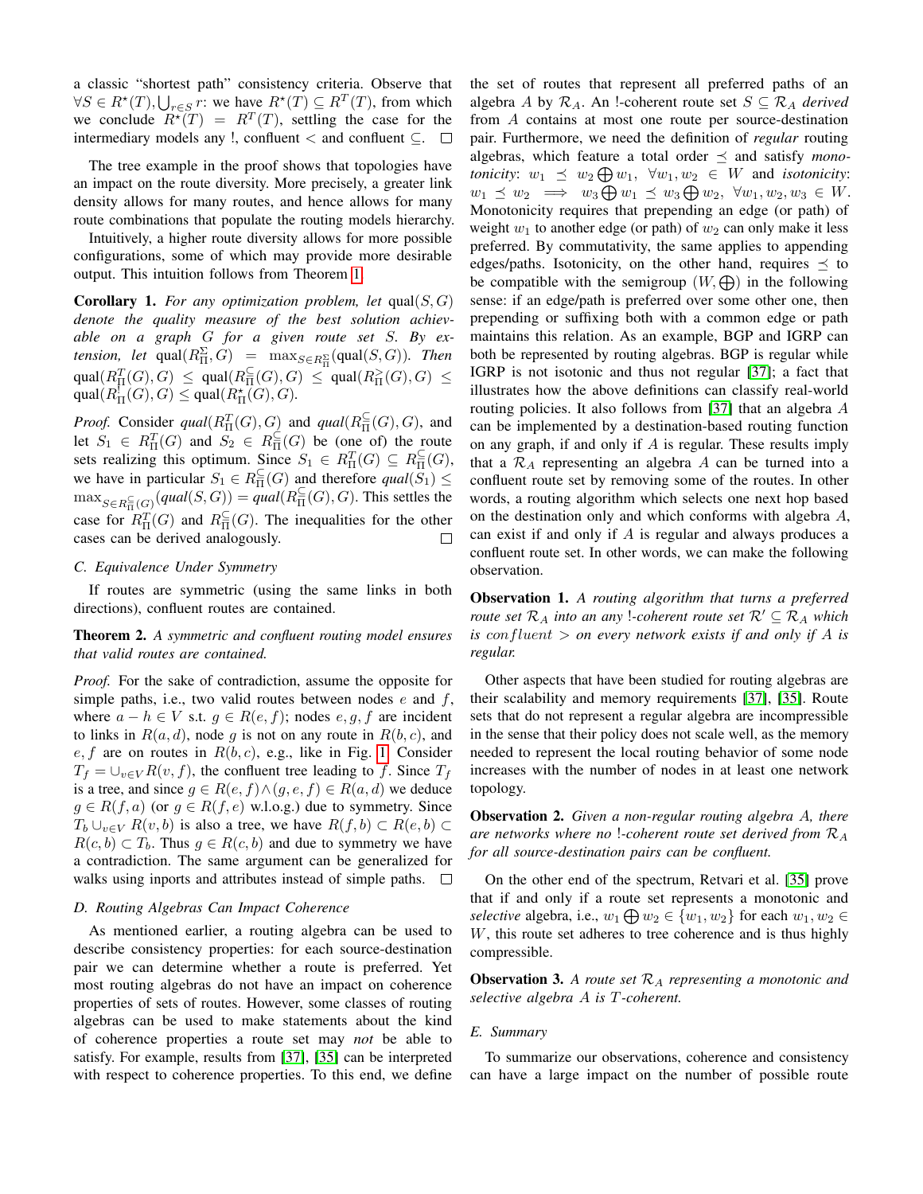a classic "shortest path" consistency criteria. Observe that $\forall S \in R^\star(T), \bigcup_{r\in S} r$: we have $R^\star(T) \subseteq R^T(T)$, from which we conclude $R^\star(T) = R^T(T)$, settling the case for the intermediary models any !, confluent $<$ and confluent $\subseteq$. $\square$

The tree example in the proof shows that topologies have an impact on the route diversity. More precisely, a greater link density allows for many routes, and hence allows for many route combinations that populate the routing models hierarchy.

Intuitively, a higher route diversity allows for more possible configurations, some of which may provide more desirable output. This intuition follows from Theorem 1.

**Corollary 1.** *For any optimization problem, let* $\text{qual}(S, G)$ *denote the quality measure of the best solution achievable on a graph* $G$ *for a given route set* $S$*. By extension, let* $\text{qual}(R^\Sigma_\Pi, G) = \max_{S\in R^\Sigma_\Pi}(\text{qual}(S, G))$*. Then* $\text{qual}(R^T_\Pi(G), G) \le \text{qual}(R^\subseteq_\Pi(G), G) \le \text{qual}(R^>_\Pi(G), G) \le \text{qual}(R^!_\Pi(G), G) \le \text{qual}(R^\star_\Pi(G), G)$.

*Proof.* Consider $qual(R^T_\Pi(G), G)$ and $qual(R^\subseteq_\Pi(G), G)$, and let $S_1 \in R^T_\Pi(G)$ and $S_2 \in R^\subseteq_\Pi(G)$ be (one of) the route sets realizing this optimum. Since $S_1 \in R^T_\Pi(G) \subseteq R^\subseteq_\Pi(G)$, we have in particular $S_1 \in R^\subseteq_\Pi(G)$ and therefore $qual(S_1) \le \max_{S\in R^\subseteq_\Pi(G)}(qual(S, G)) = qual(R^\subseteq_\Pi(G), G)$. This settles the case for $R^T_\Pi(G)$ and $R^\subseteq_\Pi(G)$. The inequalities for the other cases can be derived analogously. $\square$

### C. Equivalence Under Symmetry

If routes are symmetric (using the same links in both directions), confluent routes are contained.

**Theorem 2.** *A symmetric and confluent routing model ensures that valid routes are contained.*

*Proof.* For the sake of contradiction, assume the opposite for simple paths, i.e., two valid routes between nodes $e$ and $f$, where $a - h \in V$ s.t. $g \in R(e, f)$; nodes $e, g, f$ are incident to links in $R(a, d)$, node $g$ is not on any route in $R(b, c)$, and $e, f$ are on routes in $R(b, c)$, e.g., like in Fig. 1. Consider $T_f = \cup_{v\in V} R(v, f)$, the confluent tree leading to $f$. Since $T_f$ is a tree, and since $g \in R(e, f) \wedge (g, e, f) \in R(a, d)$ we deduce $g \in R(f, a)$ (or $g \in R(f, e)$ w.l.o.g.) due to symmetry. Since $T_b \cup_{v\in V} R(v, b)$ is also a tree, we have $R(f, b) \subset R(e, b) \subset R(c, b) \subset T_b$. Thus $g \in R(c, b)$ and due to symmetry we have a contradiction. The same argument can be generalized for walks using inports and attributes instead of simple paths. $\square$

### D. Routing Algebras Can Impact Coherence

As mentioned earlier, a routing algebra can be used to describe consistency properties: for each source-destination pair we can determine whether a route is preferred. Yet most routing algebras do not have an impact on coherence properties of sets of routes. However, some classes of routing algebras can be used to make statements about the kind of coherence properties a route set may *not* be able to satisfy. For example, results from [37], [35] can be interpreted with respect to coherence properties. To this end, we define the set of routes that represent all preferred paths of an algebra $A$ by $\mathcal{R}_A$. An !-coherent route set $S \subseteq \mathcal{R}_A$ *derived* from $A$ contains at most one route per source-destination pair. Furthermore, we need the definition of *regular* routing algebras, which feature a total order $\preceq$ and satisfy *monotonicity*: $w_1 \preceq w_2 \bigoplus w_1,\ \forall w_1, w_2 \in W$ and *isotonicity*: $w_1 \preceq w_2 \implies w_3 \bigoplus w_1 \preceq w_3 \bigoplus w_2,\ \forall w_1, w_2, w_3 \in W$. Monotonicity requires that prepending an edge (or path) of weight $w_1$ to another edge (or path) of $w_2$ can only make it less preferred. By commutativity, the same applies to appending edges/paths. Isotonicity, on the other hand, requires $\preceq$ to be compatible with the semigroup $(W, \bigoplus)$ in the following sense: if an edge/path is preferred over some other one, then prepending or suffixing both with a common edge or path maintains this relation. As an example, BGP and IGRP can both be represented by routing algebras. BGP is regular while IGRP is not isotonic and thus not regular [37]; a fact that illustrates how the above definitions can classify real-world routing policies. It also follows from [37] that an algebra $A$ can be implemented by a destination-based routing function on any graph, if and only if $A$ is regular. These results imply that a $\mathcal{R}_A$ representing an algebra $A$ can be turned into a confluent route set by removing some of the routes. In other words, a routing algorithm which selects one next hop based on the destination only and which conforms with algebra $A$, can exist if and only if $A$ is regular and always produces a confluent route set. In other words, we can make the following observation.

**Observation 1.** *A routing algorithm that turns a preferred route set* $\mathcal{R}_A$ *into an any !-coherent route set* $\mathcal{R}' \subseteq \mathcal{R}_A$ *which is* $confluent >$ *on every network exists if and only if* $A$ *is regular.*

Other aspects that have been studied for routing algebras are their scalability and memory requirements [37], [35]. Route sets that do not represent a regular algebra are incompressible in the sense that their policy does not scale well, as the memory needed to represent the local routing behavior of some node increases with the number of nodes in at least one network topology.

**Observation 2.** *Given a non-regular routing algebra* $A$*, there are networks where no !-coherent route set derived from* $\mathcal{R}_A$ *for all source-destination pairs can be confluent.*

On the other end of the spectrum, Retvari et al. [35] prove that if and only if a route set represents a monotonic and *selective* algebra, i.e., $w_1 \bigoplus w_2 \in \{w_1, w_2\}$ for each $w_1, w_2 \in W$, this route set adheres to tree coherence and is thus highly compressible.

**Observation 3.** *A route set* $\mathcal{R}_A$ *representing a monotonic and selective algebra* $A$ *is* $T$*-coherent.*

### E. Summary

To summarize our observations, coherence and consistency can have a large impact on the number of possible route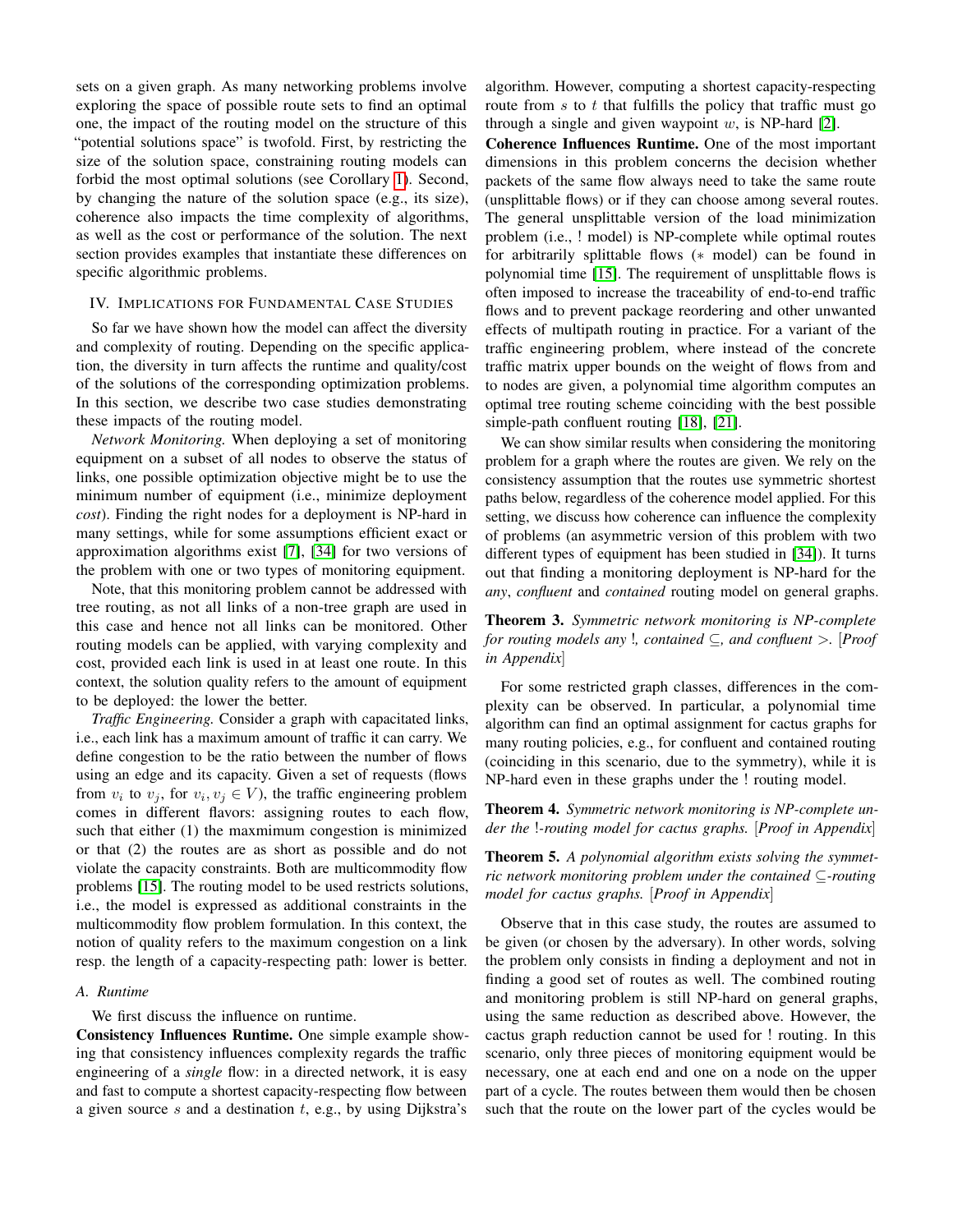sets on a given graph. As many networking problems involve exploring the space of possible route sets to find an optimal one, the impact of the routing model on the structure of this "potential solutions space" is twofold. First, by restricting the size of the solution space, constraining routing models can forbid the most optimal solutions (see Corollary 1). Second, by changing the nature of the solution space (e.g., its size), coherence also impacts the time complexity of algorithms, as well as the cost or performance of the solution. The next section provides examples that instantiate these differences on specific algorithmic problems.

## IV. Implications for Fundamental Case Studies

So far we have shown how the model can affect the diversity and complexity of routing. Depending on the specific application, the diversity in turn affects the runtime and quality/cost of the solutions of the corresponding optimization problems. In this section, we describe two case studies demonstrating these impacts of the routing model.

*Network Monitoring.* When deploying a set of monitoring equipment on a subset of all nodes to observe the status of links, one possible optimization objective might be to use the minimum number of equipment (i.e., minimize deployment *cost*). Finding the right nodes for a deployment is NP-hard in many settings, while for some assumptions efficient exact or approximation algorithms exist [7], [34] for two versions of the problem with one or two types of monitoring equipment.

Note, that this monitoring problem cannot be addressed with tree routing, as not all links of a non-tree graph are used in this case and hence not all links can be monitored. Other routing models can be applied, with varying complexity and cost, provided each link is used in at least one route. In this context, the solution quality refers to the amount of equipment to be deployed: the lower the better.

*Traffic Engineering.* Consider a graph with capacitated links, i.e., each link has a maximum amount of traffic it can carry. We define congestion to be the ratio between the number of flows using an edge and its capacity. Given a set of requests (flows from $v_i$ to $v_j$, for $v_i, v_j \in V$), the traffic engineering problem comes in different flavors: assigning routes to each flow, such that either (1) the maxmimum congestion is minimized or that (2) the routes are as short as possible and do not violate the capacity constraints. Both are multicommodity flow problems [15]. The routing model to be used restricts solutions, i.e., the model is expressed as additional constraints in the multicommodity flow problem formulation. In this context, the notion of quality refers to the maximum congestion on a link resp. the length of a capacity-respecting path: lower is better.

### A. Runtime

We first discuss the influence on runtime.

**Consistency Influences Runtime.** One simple example showing that consistency influences complexity regards the traffic engineering of a *single* flow: in a directed network, it is easy and fast to compute a shortest capacity-respecting flow between a given source $s$ and a destination $t$, e.g., by using Dijkstra's algorithm. However, computing a shortest capacity-respecting route from $s$ to $t$ that fulfills the policy that traffic must go through a single and given waypoint $w$, is NP-hard [2].

**Coherence Influences Runtime.** One of the most important dimensions in this problem concerns the decision whether packets of the same flow always need to take the same route (unsplittable flows) or if they can choose among several routes. The general unsplittable version of the load minimization problem (i.e., ! model) is NP-complete while optimal routes for arbitrarily splittable flows ($*$ model) can be found in polynomial time [15]. The requirement of unsplittable flows is often imposed to increase the traceability of end-to-end traffic flows and to prevent package reordering and other unwanted effects of multipath routing in practice. For a variant of the traffic engineering problem, where instead of the concrete traffic matrix upper bounds on the weight of flows from and to nodes are given, a polynomial time algorithm computes an optimal tree routing scheme coinciding with the best possible simple-path confluent routing [18], [21].

We can show similar results when considering the monitoring problem for a graph where the routes are given. We rely on the consistency assumption that the routes use symmetric shortest paths below, regardless of the coherence model applied. For this setting, we discuss how coherence can influence the complexity of problems (an asymmetric version of this problem with two different types of equipment has been studied in [34]). It turns out that finding a monitoring deployment is NP-hard for the *any*, *confluent* and *contained* routing model on general graphs.

**Theorem 3.** *Symmetric network monitoring is NP-complete for routing models any !, contained $\subseteq$, and confluent $>$.* [*Proof in Appendix*]

For some restricted graph classes, differences in the complexity can be observed. In particular, a polynomial time algorithm can find an optimal assignment for cactus graphs for many routing policies, e.g., for confluent and contained routing (coinciding in this scenario, due to the symmetry), while it is NP-hard even in these graphs under the ! routing model.

**Theorem 4.** *Symmetric network monitoring is NP-complete under the !-routing model for cactus graphs.* [*Proof in Appendix*]

**Theorem 5.** *A polynomial algorithm exists solving the symmetric network monitoring problem under the contained $\subseteq$-routing model for cactus graphs.* [*Proof in Appendix*]

Observe that in this case study, the routes are assumed to be given (or chosen by the adversary). In other words, solving the problem only consists in finding a deployment and not in finding a good set of routes as well. The combined routing and monitoring problem is still NP-hard on general graphs, using the same reduction as described above. However, the cactus graph reduction cannot be used for ! routing. In this scenario, only three pieces of monitoring equipment would be necessary, one at each end and one on a node on the upper part of a cycle. The routes between them would then be chosen such that the route on the lower part of the cycles would be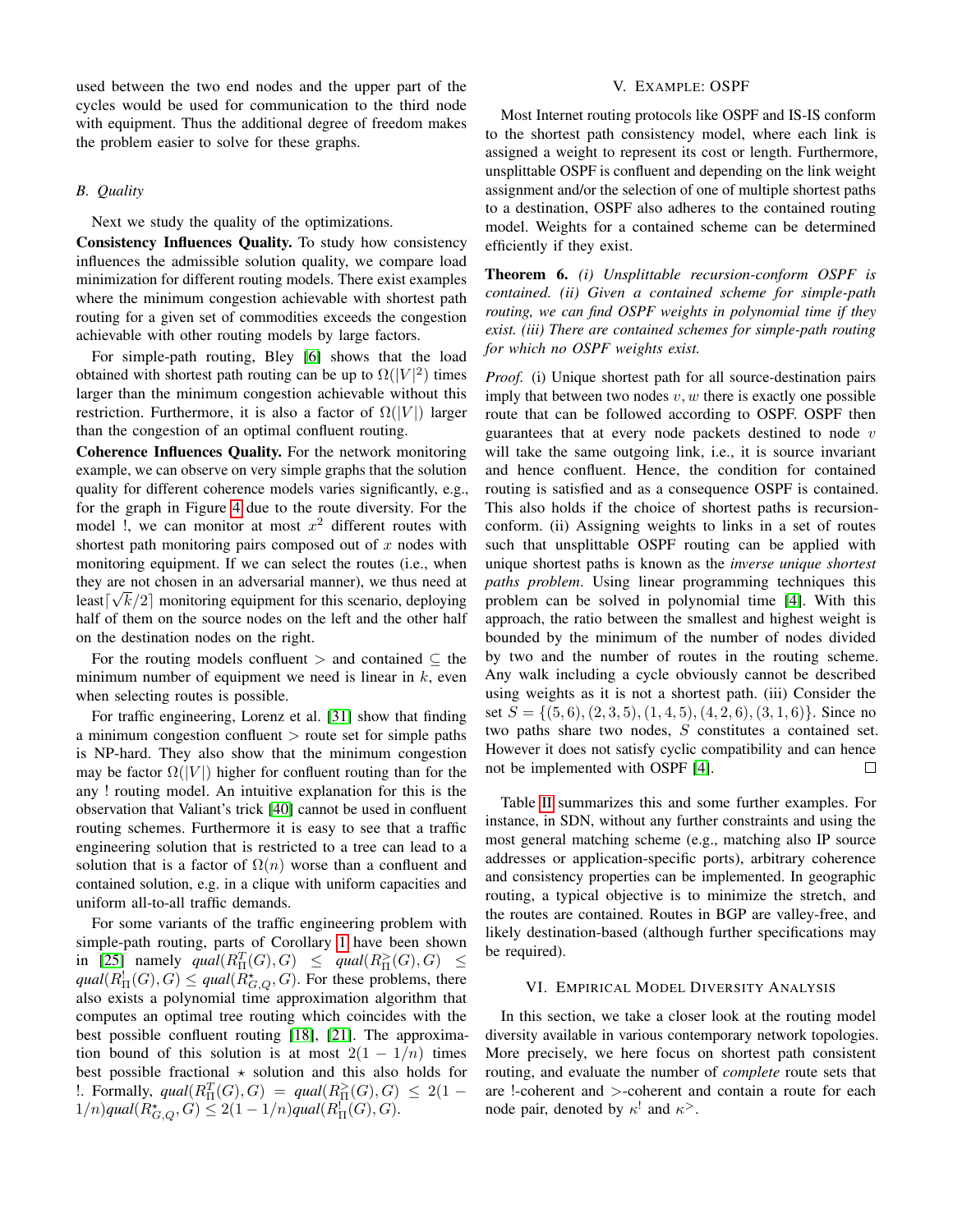used between the two end nodes and the upper part of the cycles would be used for communication to the third node with equipment. Thus the additional degree of freedom makes the problem easier to solve for these graphs.

### B. Quality

Next we study the quality of the optimizations.

**Consistency Influences Quality.** To study how consistency influences the admissible solution quality, we compare load minimization for different routing models. There exist examples where the minimum congestion achievable with shortest path routing for a given set of commodities exceeds the congestion achievable with other routing models by large factors.

For simple-path routing, Bley [6] shows that the load obtained with shortest path routing can be up to $\Omega(|V|^2)$ times larger than the minimum congestion achievable without this restriction. Furthermore, it is also a factor of $\Omega(|V|)$ larger than the congestion of an optimal confluent routing.

**Coherence Influences Quality.** For the network monitoring example, we can observe on very simple graphs that the solution quality for different coherence models varies significantly, e.g., for the graph in Figure 4 due to the route diversity. For the model !, we can monitor at most $x^2$ different routes with shortest path monitoring pairs composed out of $x$ nodes with monitoring equipment. If we can select the routes (i.e., when they are not chosen in an adversarial manner), we thus need at least $\lceil\sqrt{k}/2\rceil$ monitoring equipment for this scenario, deploying half of them on the source nodes on the left and the other half on the destination nodes on the right.

For the routing models confluent $>$ and contained $\subseteq$ the minimum number of equipment we need is linear in $k$, even when selecting routes is possible.

For traffic engineering, Lorenz et al. [31] show that finding a minimum congestion confluent $>$ route set for simple paths is NP-hard. They also show that the minimum congestion may be factor $\Omega(|V|)$ higher for confluent routing than for the any ! routing model. An intuitive explanation for this is the observation that Valiant's trick [40] cannot be used in confluent routing schemes. Furthermore it is easy to see that a traffic engineering solution that is restricted to a tree can lead to a solution that is a factor of $\Omega(n)$ worse than a confluent and contained solution, e.g. in a clique with uniform capacities and uniform all-to-all traffic demands.

For some variants of the traffic engineering problem with simple-path routing, parts of Corollary 1 have been shown in [25] namely $qual(R^T_\Pi(G), G) \leq qual(R^>_\Pi(G), G) \leq qual(R^!_\Pi(G), G) \leq qual(R^\star_{G,Q}, G)$. For these problems, there also exists a polynomial time approximation algorithm that computes an optimal tree routing which coincides with the best possible confluent routing [18], [21]. The approximation bound of this solution is at most $2(1-1/n)$ times best possible fractional $\star$ solution and this also holds for !. Formally, $qual(R^T_\Pi(G), G) = qual(R^>_\Pi(G), G) \leq 2(1-1/n)qual(R^\star_{G,Q}, G) \leq 2(1-1/n)qual(R^!_\Pi(G), G)$.

## V. Example: OSPF

Most Internet routing protocols like OSPF and IS-IS conform to the shortest path consistency model, where each link is assigned a weight to represent its cost or length. Furthermore, unsplittable OSPF is confluent and depending on the link weight assignment and/or the selection of one of multiple shortest paths to a destination, OSPF also adheres to the contained routing model. Weights for a contained scheme can be determined efficiently if they exist.

**Theorem 6.** *(i) Unsplittable recursion-conform OSPF is contained. (ii) Given a contained scheme for simple-path routing, we can find OSPF weights in polynomial time if they exist. (iii) There are contained schemes for simple-path routing for which no OSPF weights exist.*

*Proof.* (i) Unique shortest path for all source-destination pairs imply that between two nodes $v, w$ there is exactly one possible route that can be followed according to OSPF. OSPF then guarantees that at every node packets destined to node $v$ will take the same outgoing link, i.e., it is source invariant and hence confluent. Hence, the condition for contained routing is satisfied and as a consequence OSPF is contained. This also holds if the choice of shortest paths is recursion-conform. (ii) Assigning weights to links in a set of routes such that unsplittable OSPF routing can be applied with unique shortest paths is known as the *inverse unique shortest paths problem*. Using linear programming techniques this problem can be solved in polynomial time [4]. With this approach, the ratio between the smallest and highest weight is bounded by the minimum of the number of nodes divided by two and the number of routes in the routing scheme. Any walk including a cycle obviously cannot be described using weights as it is not a shortest path. (iii) Consider the set $S = \{(5,6), (2,3,5), (1,4,5), (4,2,6), (3,1,6)\}$. Since no two paths share two nodes, $S$ constitutes a contained set. However it does not satisfy cyclic compatibility and can hence not be implemented with OSPF [4]. □

Table II summarizes this and some further examples. For instance, in SDN, without any further constraints and using the most general matching scheme (e.g., matching also IP source addresses or application-specific ports), arbitrary coherence and consistency properties can be implemented. In geographic routing, a typical objective is to minimize the stretch, and the routes are contained. Routes in BGP are valley-free, and likely destination-based (although further specifications may be required).

## VI. Empirical Model Diversity Analysis

In this section, we take a closer look at the routing model diversity available in various contemporary network topologies. More precisely, we here focus on shortest path consistent routing, and evaluate the number of *complete* route sets that are !-coherent and $>$-coherent and contain a route for each node pair, denoted by $\kappa^!$ and $\kappa^>$.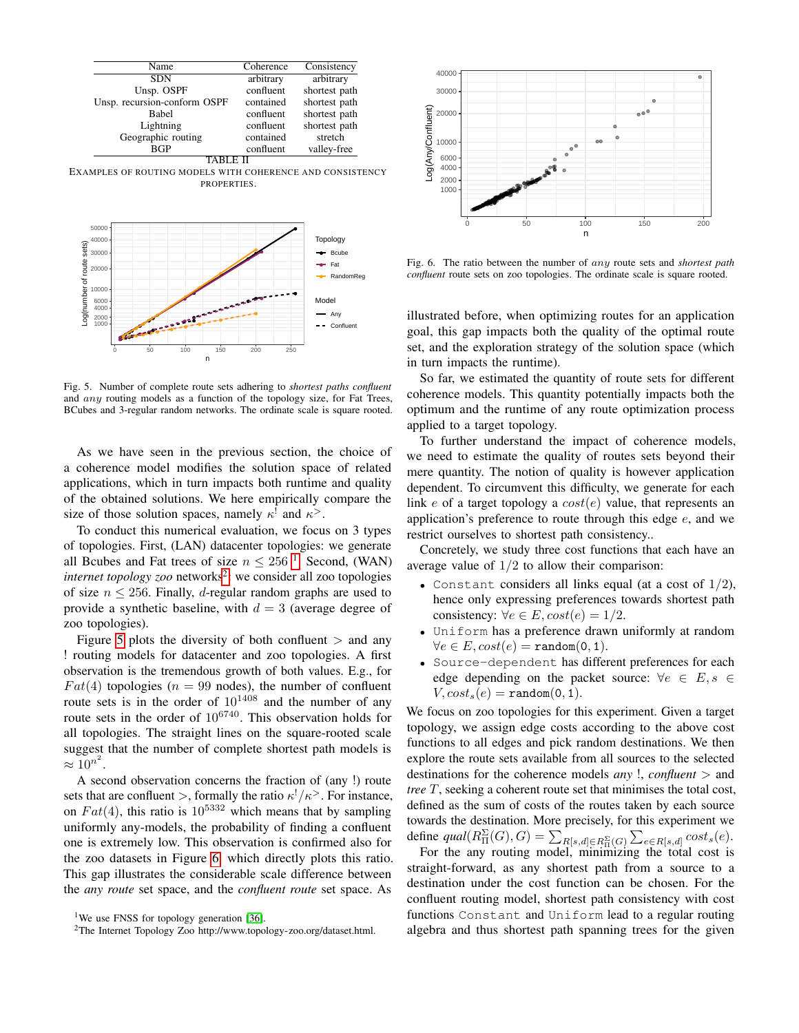| Name | Coherence | Consistency |
|---|---|---|
| SDN | arbitrary | arbitrary |
| Unsp. OSPF | confluent | shortest path |
| Unsp. recursion-conform OSPF | contained | shortest path |
| Babel | confluent | shortest path |
| Lightning | confluent | shortest path |
| Geographic routing | contained | stretch |
| BGP | confluent | valley-free |

TABLE II
EXAMPLES OF ROUTING MODELS WITH COHERENCE AND CONSISTENCY PROPERTIES.

Fig. 5. Number of complete route sets adhering to *shortest paths confluent* and *any* routing models as a function of the topology size, for Fat Trees, BCubes and 3-regular random networks. The ordinate scale is square rooted.

As we have seen in the previous section, the choice of a coherence model modifies the solution space of related applications, which in turn impacts both runtime and quality of the obtained solutions. We here empirically compare the size of those solution spaces, namely $\kappa^!$ and $\kappa^>$.

To conduct this numerical evaluation, we focus on 3 types of topologies. First, (LAN) datacenter topologies: we generate all Bcubes and Fat trees of size $n \leq 256$ [1]. Second, (WAN) *internet topology zoo* networks[2], we consider all zoo topologies of size $n \leq 256$. Finally, $d$-regular random graphs are used to provide a synthetic baseline, with $d = 3$ (average degree of zoo topologies).

Figure 5 plots the diversity of both confluent $>$ and any ! routing models for datacenter and zoo topologies. A first observation is the tremendous growth of both values. E.g., for $Fat(4)$ topologies ($n = 99$ nodes), the number of confluent route sets is in the order of $10^{1408}$ and the number of any route sets in the order of $10^{6740}$. This observation holds for all topologies. The straight lines on the square-rooted scale suggest that the number of complete shortest path models is $\approx 10^{n^2}$.

A second observation concerns the fraction of (any !) route sets that are confluent $>$, formally the ratio $\kappa^!/\kappa^>$. For instance, on $Fat(4)$, this ratio is $10^{5332}$ which means that by sampling uniformly any-models, the probability of finding a confluent one is extremely low. This observation is confirmed also for the zoo datasets in Figure 6, which directly plots this ratio. This gap illustrates the considerable scale difference between the *any route* set space, and the *confluent route* set space. As

[1] We use FNSS for topology generation [36].
[2] The Internet Topology Zoo http://www.topology-zoo.org/dataset.html.

Fig. 6. The ratio between the number of *any* route sets and *shortest path confluent* route sets on zoo topologies. The ordinate scale is square rooted.

illustrated before, when optimizing routes for an application goal, this gap impacts both the quality of the optimal route set, and the exploration strategy of the solution space (which in turn impacts the runtime).

So far, we estimated the quantity of route sets for different coherence models. This quantity potentially impacts both the optimum and the runtime of any route optimization process applied to a target topology.

To further understand the impact of coherence models, we need to estimate the quality of routes sets beyond their mere quantity. The notion of quality is however application dependent. To circumvent this difficulty, we generate for each link $e$ of a target topology a $cost(e)$ value, that represents an application's preference to route through this edge $e$, and we restrict ourselves to shortest path consistency..

Concretely, we study three cost functions that each have an average value of $1/2$ to allow their comparison:

- `Constant` considers all links equal (at a cost of $1/2$), hence only expressing preferences towards shortest path consistency: $\forall e \in E, cost(e) = 1/2$.
- `Uniform` has a preference drawn uniformly at random $\forall e \in E, cost(e) = \texttt{random}(0, 1)$.
- `Source-dependent` has different preferences for each edge depending on the packet source: $\forall e \in E, s \in V, cost_s(e) = \texttt{random}(0, 1)$.

We focus on zoo topologies for this experiment. Given a target topology, we assign edge costs according to the above cost functions to all edges and pick random destinations. We then explore the route sets available from all sources to the selected destinations for the coherence models *any* !, *confluent* $>$ and *tree* $T$, seeking a coherent route set that minimises the total cost, defined as the sum of costs of the routes taken by each source towards the destination. More precisely, for this experiment we define $qual(R^{\Sigma}_{\Pi}(G), G) = \sum_{R[s,d] \in R^{\Sigma}_{\Pi}(G)} \sum_{e \in R[s,d]} cost_s(e)$.

For the any routing model, minimizing the total cost is straight-forward, as any shortest path from a source to a destination under the cost function can be chosen. For the confluent routing model, shortest path consistency with cost functions `Constant` and `Uniform` lead to a regular routing algebra and thus shortest path spanning trees for the given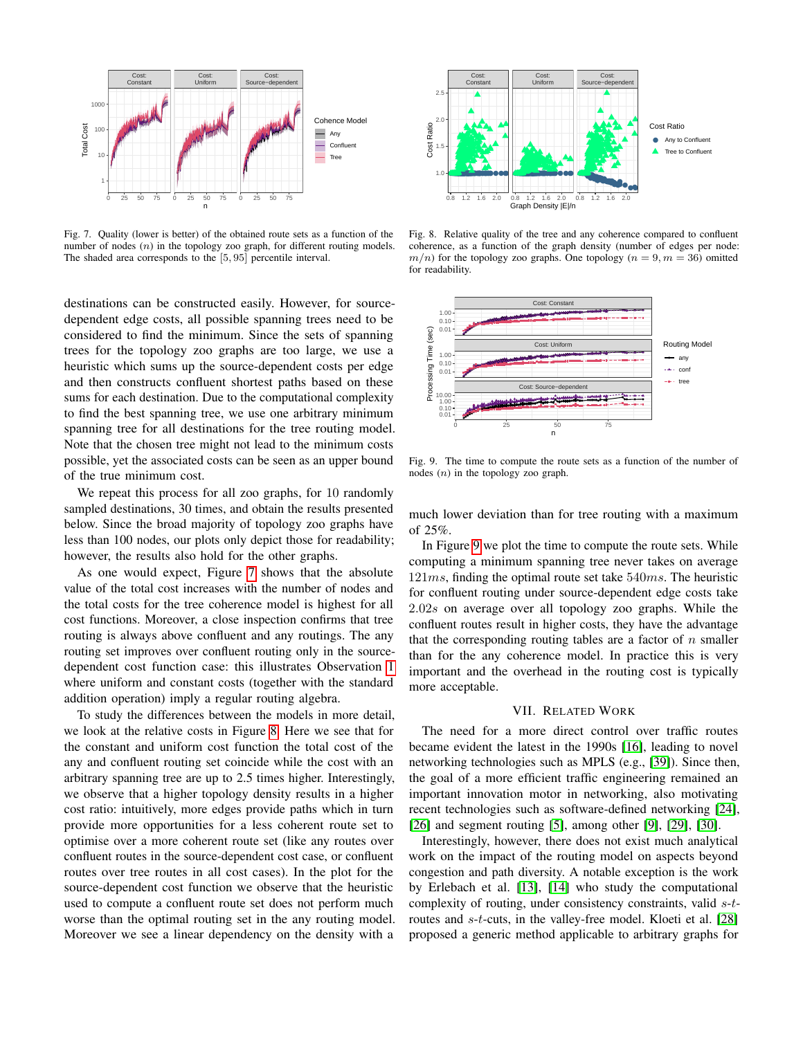Fig. 7. Quality (lower is better) of the obtained route sets as a function of the number of nodes ($n$) in the topology zoo graph, for different routing models. The shaded area corresponds to the $[5, 95]$ percentile interval.

Fig. 8. Relative quality of the tree and any coherence compared to confluent coherence, as a function of the graph density (number of edges per node: $m/n$) for the topology zoo graphs. One topology ($n = 9, m = 36$) omitted for readability.

Fig. 9. The time to compute the route sets as a function of the number of nodes ($n$) in the topology zoo graph.

destinations can be constructed easily. However, for source-dependent edge costs, all possible spanning trees need to be considered to find the minimum. Since the sets of spanning trees for the topology zoo graphs are too large, we use a heuristic which sums up the source-dependent costs per edge and then constructs confluent shortest paths based on these sums for each destination. Due to the computational complexity to find the best spanning tree, we use one arbitrary minimum spanning tree for all destinations for the tree routing model. Note that the chosen tree might not lead to the minimum costs possible, yet the associated costs can be seen as an upper bound of the true minimum cost.

We repeat this process for all zoo graphs, for 10 randomly sampled destinations, 30 times, and obtain the results presented below. Since the broad majority of topology zoo graphs have less than 100 nodes, our plots only depict those for readability; however, the results also hold for the other graphs.

As one would expect, Figure 7 shows that the absolute value of the total cost increases with the number of nodes and the total costs for the tree coherence model is highest for all cost functions. Moreover, a close inspection confirms that tree routing is always above confluent and any routings. The any routing set improves over confluent routing only in the source-dependent cost function case: this illustrates Observation 1 where uniform and constant costs (together with the standard addition operation) imply a regular routing algebra.

To study the differences between the models in more detail, we look at the relative costs in Figure 8. Here we see that for the constant and uniform cost function the total cost of the any and confluent routing set coincide while the cost with an arbitrary spanning tree are up to 2.5 times higher. Interestingly, we observe that a higher topology density results in a higher cost ratio: intuitively, more edges provide paths which in turn provide more opportunities for a less coherent route set to optimise over a more coherent route set (like any routes over confluent routes in the source-dependent cost case, or confluent routes over tree routes in all cost cases). In the plot for the source-dependent cost function we observe that the heuristic used to compute a confluent route set does not perform much worse than the optimal routing set in the any routing model. Moreover we see a linear dependency on the density with a much lower deviation than for tree routing with a maximum of 25%.

In Figure 9 we plot the time to compute the route sets. While computing a minimum spanning tree never takes on average $121ms$, finding the optimal route set take $540ms$. The heuristic for confluent routing under source-dependent edge costs take $2.02s$ on average over all topology zoo graphs. While the confluent routes result in higher costs, they have the advantage that the corresponding routing tables are a factor of $n$ smaller than for the any coherence model. In practice this is very important and the overhead in the routing cost is typically more acceptable.

## VII. Related Work

The need for a more direct control over traffic routes became evident the latest in the 1990s [16], leading to novel networking technologies such as MPLS (e.g., [39]). Since then, the goal of a more efficient traffic engineering remained an important innovation motor in networking, also motivating recent technologies such as software-defined networking [24], [26] and segment routing [5], among other [9], [29], [30].

Interestingly, however, there does not exist much analytical work on the impact of the routing model on aspects beyond congestion and path diversity. A notable exception is the work by Erlebach et al. [13], [14] who study the computational complexity of routing, under consistency constraints, valid $s$-$t$-routes and $s$-$t$-cuts, in the valley-free model. Kloeti et al. [28] proposed a generic method applicable to arbitrary graphs for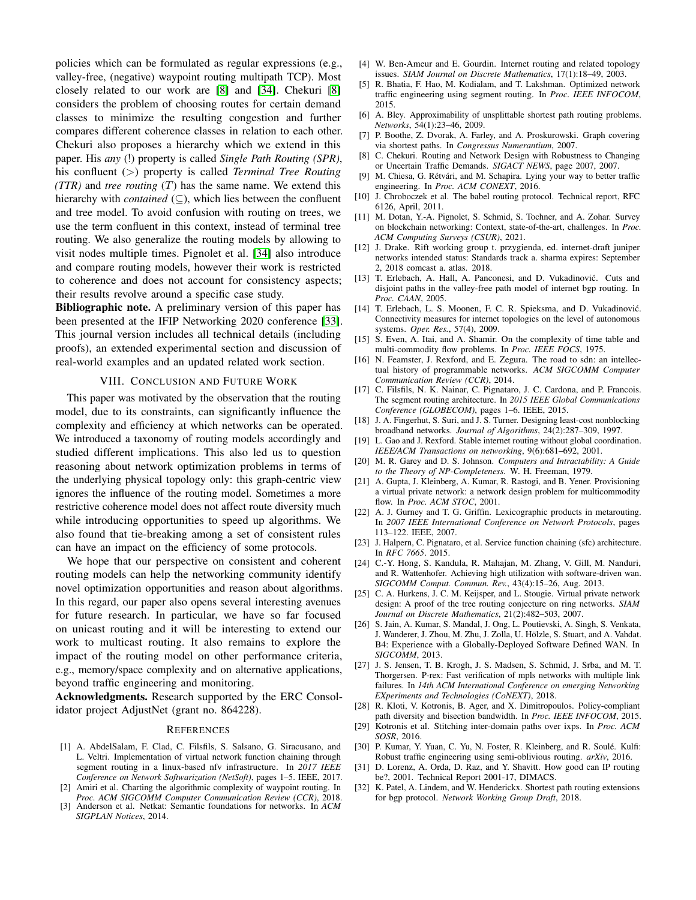policies which can be formulated as regular expressions (e.g., valley-free, (negative) waypoint routing multipath TCP). Most closely related to our work are [8] and [34]. Chekuri [8] considers the problem of choosing routes for certain demand classes to minimize the resulting congestion and further compares different coherence classes in relation to each other. Chekuri also proposes a hierarchy which we extend in this paper. His *any* (!) property is called *Single Path Routing (SPR)*, his confluent ($>$) property is called *Terminal Tree Routing (TTR)* and *tree routing* ($T$) has the same name. We extend this hierarchy with *contained* ($\subseteq$), which lies between the confluent and tree model. To avoid confusion with routing on trees, we use the term confluent in this context, instead of terminal tree routing. We also generalize the routing models by allowing to visit nodes multiple times. Pignolet et al. [34] also introduce and compare routing models, however their work is restricted to coherence and does not account for consistency aspects; their results revolve around a specific case study.

**Bibliographic note.** A preliminary version of this paper has been presented at the IFIP Networking 2020 conference [33]. This journal version includes all technical details (including proofs), an extended experimental section and discussion of real-world examples and an updated related work section.

## VIII. Conclusion and Future Work

This paper was motivated by the observation that the routing model, due to its constraints, can significantly influence the complexity and efficiency at which networks can be operated. We introduced a taxonomy of routing models accordingly and studied different implications. This also led us to question reasoning about network optimization problems in terms of the underlying physical topology only: this graph-centric view ignores the influence of the routing model. Sometimes a more restrictive coherence model does not affect route diversity much while introducing opportunities to speed up algorithms. We also found that tie-breaking among a set of consistent rules can have an impact on the efficiency of some protocols.

We hope that our perspective on consistent and coherent routing models can help the networking community identify novel optimization opportunities and reason about algorithms. In this regard, our paper also opens several interesting avenues for future research. In particular, we have so far focused on unicast routing and it will be interesting to extend our work to multicast routing. It also remains to explore the impact of the routing model on other performance criteria, e.g., memory/space complexity and on alternative applications, beyond traffic engineering and monitoring.

**Acknowledgments.** Research supported by the ERC Consolidator project AdjustNet (grant no. 864228).

## References

[1] A. AbdelSalam, F. Clad, C. Filsfils, S. Salsano, G. Siracusano, and L. Veltri. Implementation of virtual network function chaining through segment routing in a linux-based nfv infrastructure. In *2017 IEEE Conference on Network Softwarization (NetSoft)*, pages 1–5. IEEE, 2017.

[2] Amiri et al. Charting the algorithmic complexity of waypoint routing. In *Proc. ACM SIGCOMM Computer Communication Review (CCR)*, 2018.

[3] Anderson et al. Netkat: Semantic foundations for networks. In *ACM SIGPLAN Notices*, 2014.

[4] W. Ben-Ameur and E. Gourdin. Internet routing and related topology issues. *SIAM Journal on Discrete Mathematics*, 17(1):18–49, 2003.

[5] R. Bhatia, F. Hao, M. Kodialam, and T. Lakshman. Optimized network traffic engineering using segment routing. In *Proc. IEEE INFOCOM*, 2015.

[6] A. Bley. Approximability of unsplittable shortest path routing problems. *Networks*, 54(1):23–46, 2009.

[7] P. Boothe, Z. Dvorak, A. Farley, and A. Proskurowski. Graph covering via shortest paths. In *Congressus Numerantium*, 2007.

[8] C. Chekuri. Routing and Network Design with Robustness to Changing or Uncertain Traffic Demands. *SIGACT NEWS*, page 2007, 2007.

[9] M. Chiesa, G. Rétvári, and M. Schapira. Lying your way to better traffic engineering. In *Proc. ACM CONEXT*, 2016.

[10] J. Chroboczek et al. The babel routing protocol. Technical report, RFC 6126, April, 2011.

[11] M. Dotan, Y.-A. Pignolet, S. Schmid, S. Tochner, and A. Zohar. Survey on blockchain networking: Context, state-of-the-art, challenges. In *Proc. ACM Computing Surveys (CSUR)*, 2021.

[12] J. Drake. Rift working group t. przygienda, ed. internet-draft juniper networks intended status: Standards track a. sharma expires: September 2, 2018 comcast a. atlas. 2018.

[13] T. Erlebach, A. Hall, A. Panconesi, and D. Vukadinović. Cuts and disjoint paths in the valley-free path model of internet bgp routing. In *Proc. CAAN*, 2005.

[14] T. Erlebach, L. S. Moonen, F. C. R. Spieksma, and D. Vukadinović. Connectivity measures for internet topologies on the level of autonomous systems. *Oper. Res.*, 57(4), 2009.

[15] S. Even, A. Itai, and A. Shamir. On the complexity of time table and multi-commodity flow problems. In *Proc. IEEE FOCS*, 1975.

[16] N. Feamster, J. Rexford, and E. Zegura. The road to sdn: an intellectual history of programmable networks. *ACM SIGCOMM Computer Communication Review (CCR)*, 2014.

[17] C. Filsfils, N. K. Nainar, C. Pignataro, J. C. Cardona, and P. Francois. The segment routing architecture. In *2015 IEEE Global Communications Conference (GLOBECOM)*, pages 1–6. IEEE, 2015.

[18] J. A. Fingerhut, S. Suri, and J. S. Turner. Designing least-cost nonblocking broadband networks. *Journal of Algorithms*, 24(2):287–309, 1997.

[19] L. Gao and J. Rexford. Stable internet routing without global coordination. *IEEE/ACM Transactions on networking*, 9(6):681–692, 2001.

[20] M. R. Garey and D. S. Johnson. *Computers and Intractability: A Guide to the Theory of NP-Completeness*. W. H. Freeman, 1979.

[21] A. Gupta, J. Kleinberg, A. Kumar, R. Rastogi, and B. Yener. Provisioning a virtual private network: a network design problem for multicommodity flow. In *Proc. ACM STOC*, 2001.

[22] A. J. Gurney and T. G. Griffin. Lexicographic products in metarouting. In *2007 IEEE International Conference on Network Protocols*, pages 113–122. IEEE, 2007.

[23] J. Halpern, C. Pignataro, et al. Service function chaining (sfc) architecture. In *RFC 7665*. 2015.

[24] C.-Y. Hong, S. Kandula, R. Mahajan, M. Zhang, V. Gill, M. Nanduri, and R. Wattenhofer. Achieving high utilization with software-driven wan. *SIGCOMM Comput. Commun. Rev.*, 43(4):15–26, Aug. 2013.

[25] C. A. Hurkens, J. C. M. Keijsper, and L. Stougie. Virtual private network design: A proof of the tree routing conjecture on ring networks. *SIAM Journal on Discrete Mathematics*, 21(2):482–503, 2007.

[26] S. Jain, A. Kumar, S. Mandal, J. Ong, L. Poutievski, A. Singh, S. Venkata, J. Wanderer, J. Zhou, M. Zhu, J. Zolla, U. Hölzle, S. Stuart, and A. Vahdat. B4: Experience with a Globally-Deployed Software Defined WAN. In *SIGCOMM*, 2013.

[27] J. S. Jensen, T. B. Krogh, J. S. Madsen, S. Schmid, J. Srba, and M. T. Thorgersen. P-rex: Fast verification of mpls networks with multiple link failures. In *14th ACM International Conference on emerging Networking EXperiments and Technologies (CoNEXT)*, 2018.

[28] R. Kloti, V. Kotronis, B. Ager, and X. Dimitropoulos. Policy-compliant path diversity and bisection bandwidth. In *Proc. IEEE INFOCOM*, 2015.

[29] Kotronis et al. Stitching inter-domain paths over ixps. In *Proc. ACM SOSR*, 2016.

[30] P. Kumar, Y. Yuan, C. Yu, N. Foster, R. Kleinberg, and R. Soulé. Kulfi: Robust traffic engineering using semi-oblivious routing. *arXiv*, 2016.

[31] D. Lorenz, A. Orda, D. Raz, and Y. Shavitt. How good can IP routing be?, 2001. Technical Report 2001-17, DIMACS.

[32] K. Patel, A. Lindem, and W. Henderickx. Shortest path routing extensions for bgp protocol. *Network Working Group Draft*, 2018.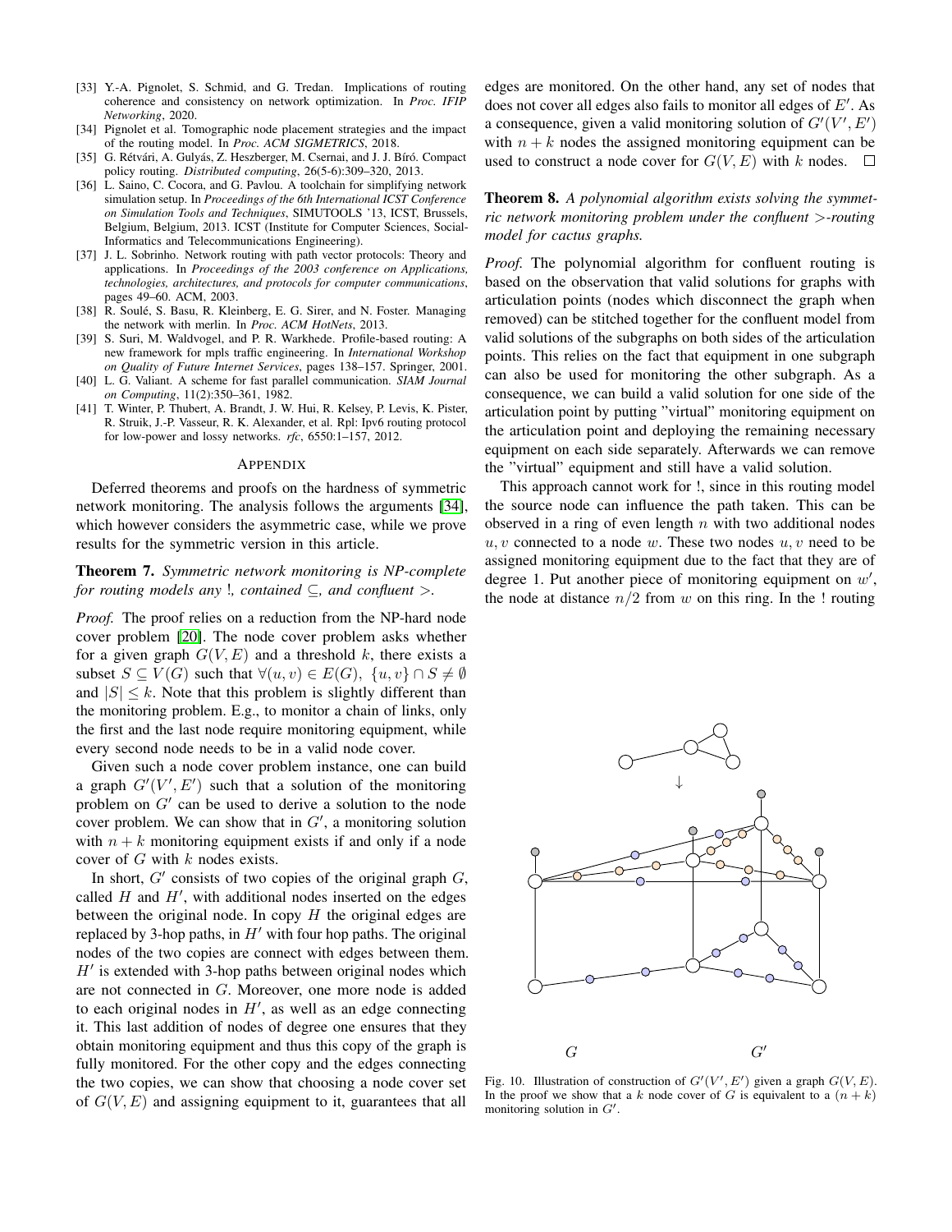[33] Y.-A. Pignolet, S. Schmid, and G. Tredan. Implications of routing coherence and consistency on network optimization. In *Proc. IFIP Networking*, 2020.

[34] Pignolet et al. Tomographic node placement strategies and the impact of the routing model. In *Proc. ACM SIGMETRICS*, 2018.

[35] G. Rétvári, A. Gulyás, Z. Heszberger, M. Csernai, and J. J. Bíró. Compact policy routing. *Distributed computing*, 26(5-6):309–320, 2013.

[36] L. Saino, C. Cocora, and G. Pavlou. A toolchain for simplifying network simulation setup. In *Proceedings of the 6th International ICST Conference on Simulation Tools and Techniques*, SIMUTOOLS '13, ICST, Brussels, Belgium, Belgium, 2013. ICST (Institute for Computer Sciences, Social-Informatics and Telecommunications Engineering).

[37] J. L. Sobrinho. Network routing with path vector protocols: Theory and applications. In *Proceedings of the 2003 conference on Applications, technologies, architectures, and protocols for computer communications*, pages 49–60. ACM, 2003.

[38] R. Soulé, S. Basu, R. Kleinberg, E. G. Sirer, and N. Foster. Managing the network with merlin. In *Proc. ACM HotNets*, 2013.

[39] S. Suri, M. Waldvogel, and P. R. Warkhede. Profile-based routing: A new framework for mpls traffic engineering. In *International Workshop on Quality of Future Internet Services*, pages 138–157. Springer, 2001.

[40] L. G. Valiant. A scheme for fast parallel communication. *SIAM Journal on Computing*, 11(2):350–361, 1982.

[41] T. Winter, P. Thubert, A. Brandt, J. W. Hui, R. Kelsey, P. Levis, K. Pister, R. Struik, J.-P. Vasseur, R. K. Alexander, et al. Rpl: Ipv6 routing protocol for low-power and lossy networks. *rfc*, 6550:1–157, 2012.

## APPENDIX

Deferred theorems and proofs on the hardness of symmetric network monitoring. The analysis follows the arguments [34], which however considers the asymmetric case, while we prove results for the symmetric version in this article.

**Theorem 7.** *Symmetric network monitoring is NP-complete for routing models any !, contained $\subseteq$, and confluent $>$.*

*Proof.* The proof relies on a reduction from the NP-hard node cover problem [20]. The node cover problem asks whether for a given graph $G(V, E)$ and a threshold $k$, there exists a subset $S \subseteq V(G)$ such that $\forall (u, v) \in E(G),\ \{u, v\} \cap S \neq \emptyset$ and $|S| \leq k$. Note that this problem is slightly different than the monitoring problem. E.g., to monitor a chain of links, only the first and the last node require monitoring equipment, while every second node needs to be in a valid node cover.

Given such a node cover problem instance, one can build a graph $G'(V', E')$ such that a solution of the monitoring problem on $G'$ can be used to derive a solution to the node cover problem. We can show that in $G'$, a monitoring solution with $n + k$ monitoring equipment exists if and only if a node cover of $G$ with $k$ nodes exists.

In short, $G'$ consists of two copies of the original graph $G$, called $H$ and $H'$, with additional nodes inserted on the edges between the original node. In copy $H$ the original edges are replaced by 3-hop paths, in $H'$ with four hop paths. The original nodes of the two copies are connect with edges between them. $H'$ is extended with 3-hop paths between original nodes which are not connected in $G$. Moreover, one more node is added to each original nodes in $H'$, as well as an edge connecting it. This last addition of nodes of degree one ensures that they obtain monitoring equipment and thus this copy of the graph is fully monitored. For the other copy and the edges connecting the two copies, we can show that choosing a node cover set of $G(V, E)$ and assigning equipment to it, guarantees that all edges are monitored. On the other hand, any set of nodes that does not cover all edges also fails to monitor all edges of $E'$. As a consequence, given a valid monitoring solution of $G'(V', E')$ with $n + k$ nodes the assigned monitoring equipment can be used to construct a node cover for $G(V, E)$ with $k$ nodes. $\square$

**Theorem 8.** *A polynomial algorithm exists solving the symmetric network monitoring problem under the confluent $>$-routing model for cactus graphs.*

*Proof.* The polynomial algorithm for confluent routing is based on the observation that valid solutions for graphs with articulation points (nodes which disconnect the graph when removed) can be stitched together for the confluent model from valid solutions of the subgraphs on both sides of the articulation points. This relies on the fact that equipment in one subgraph can also be used for monitoring the other subgraph. As a consequence, we can build a valid solution for one side of the articulation point by putting "virtual" monitoring equipment on the articulation point and deploying the remaining necessary equipment on each side separately. Afterwards we can remove the "virtual" equipment and still have a valid solution.

This approach cannot work for !, since in this routing model the source node can influence the path taken. This can be observed in a ring of even length $n$ with two additional nodes $u, v$ connected to a node $w$. These two nodes $u, v$ need to be assigned monitoring equipment due to the fact that they are of degree 1. Put another piece of monitoring equipment on $w'$, the node at distance $n/2$ from $w$ on this ring. In the ! routing

Fig. 10. Illustration of construction of $G'(V', E')$ given a graph $G(V, E)$. In the proof we show that a $k$ node cover of $G$ is equivalent to a $(n + k)$ monitoring solution in $G'$.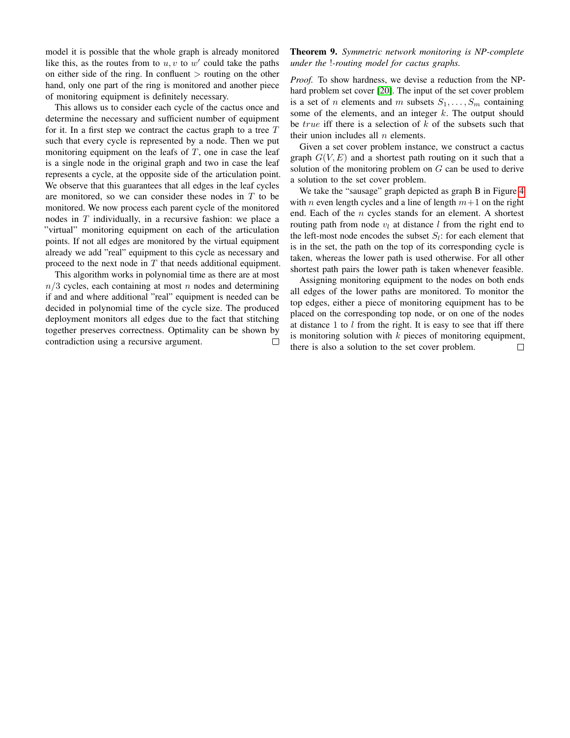model it is possible that the whole graph is already monitored like this, as the routes from to $u, v$ to $w'$ could take the paths on either side of the ring. In confluent $>$ routing on the other hand, only one part of the ring is monitored and another piece of monitoring equipment is definitely necessary.

This allows us to consider each cycle of the cactus once and determine the necessary and sufficient number of equipment for it. In a first step we contract the cactus graph to a tree $T$ such that every cycle is represented by a node. Then we put monitoring equipment on the leafs of $T$, one in case the leaf is a single node in the original graph and two in case the leaf represents a cycle, at the opposite side of the articulation point. We observe that this guarantees that all edges in the leaf cycles are monitored, so we can consider these nodes in $T$ to be monitored. We now process each parent cycle of the monitored nodes in $T$ individually, in a recursive fashion: we place a "virtual" monitoring equipment on each of the articulation points. If not all edges are monitored by the virtual equipment already we add "real" equipment to this cycle as necessary and proceed to the next node in $T$ that needs additional equipment.

This algorithm works in polynomial time as there are at most $n/3$ cycles, each containing at most $n$ nodes and determining if and and where additional "real" equipment is needed can be decided in polynomial time of the cycle size. The produced deployment monitors all edges due to the fact that stitching together preserves correctness. Optimality can be shown by contradiction using a recursive argument. □

**Theorem 9.** *Symmetric network monitoring is NP-complete under the !-routing model for cactus graphs.*

*Proof.* To show hardness, we devise a reduction from the NP-hard problem set cover [20]. The input of the set cover problem is a set of $n$ elements and $m$ subsets $S_1, \ldots, S_m$ containing some of the elements, and an integer $k$. The output should be $true$ iff there is a selection of $k$ of the subsets such that their union includes all $n$ elements.

Given a set cover problem instance, we construct a cactus graph $G(V, E)$ and a shortest path routing on it such that a solution of the monitoring problem on $G$ can be used to derive a solution to the set cover problem.

We take the "sausage" graph depicted as graph B in Figure 4 with $n$ even length cycles and a line of length $m+1$ on the right end. Each of the $n$ cycles stands for an element. A shortest routing path from node $v_l$ at distance $l$ from the right end to the left-most node encodes the subset $S_l$: for each element that is in the set, the path on the top of its corresponding cycle is taken, whereas the lower path is used otherwise. For all other shortest path pairs the lower path is taken whenever feasible.

Assigning monitoring equipment to the nodes on both ends all edges of the lower paths are monitored. To monitor the top edges, either a piece of monitoring equipment has to be placed on the corresponding top node, or on one of the nodes at distance 1 to $l$ from the right. It is easy to see that iff there is monitoring solution with $k$ pieces of monitoring equipment, there is also a solution to the set cover problem. □